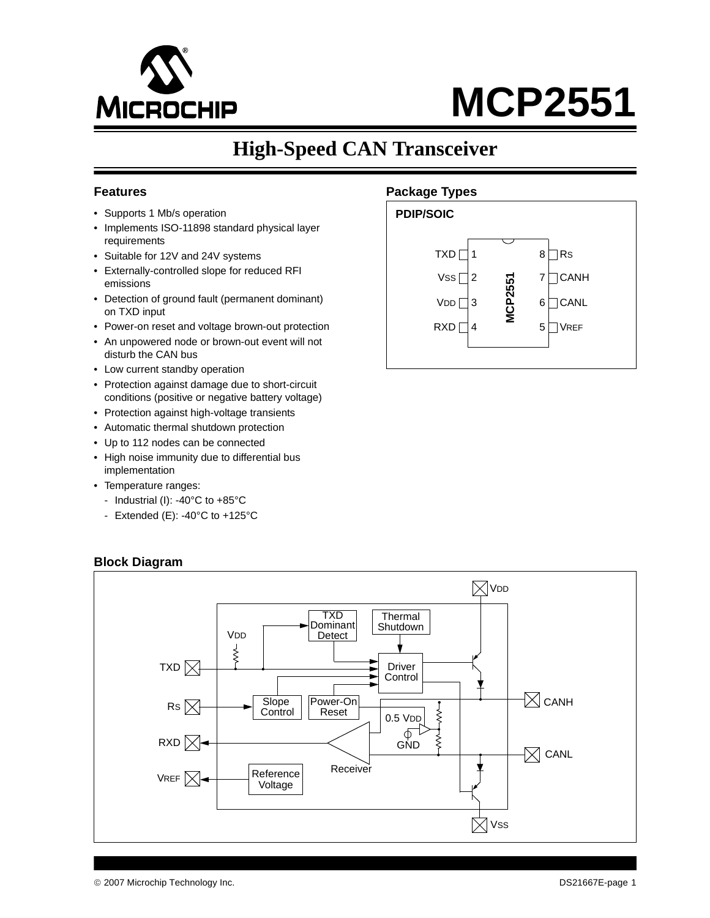# MCP2551

## High-Speed CAN Transceiver

### Features

- Supports 1 Mb/s operation
- Implements ISO-11898 standard physical layer requirements
- Suitable for 12V and 24V systems
- Externally-controlled slope for reduced RFI emissions
- Detection of ground fault (permanent dominant) on TXD input
- Power-on reset and voltage brown-out protection
- An unpowered node or brown-out event will not disturb the CAN bus
- Low current standby operation
- Protection against damage due to short-circuit conditions (positive or negative battery voltage)
- Protection against high-voltage transients
- Automatic thermal shutdown protection
- Up to 112 nodes can be connected
- High noise immunity due to differential bus implementation
- Temperature ranges:
  - Industrial (I): -40°C to +85°C
  - Extended (E): -40°C to +125°C

### Package Types

**PDIP/SOIC**

| Pin | Name | | Pin | Name |
|---|---|---|---|---|
| 1 | TXD | | 8 | RS |
| 2 | VSS | | 7 | CANH |
| 3 | VDD | | 6 | CANL |
| 4 | RXD | | 5 | VREF |

### Block Diagram

Block diagram labels: VDD, TXD, RS, RXD, VREF, CANH, CANL, VSS, TXD Dominant Detect, Thermal Shutdown, Driver Control, Slope Control, Power-On Reset, 0.5 VDD, GND, Receiver, Reference Voltage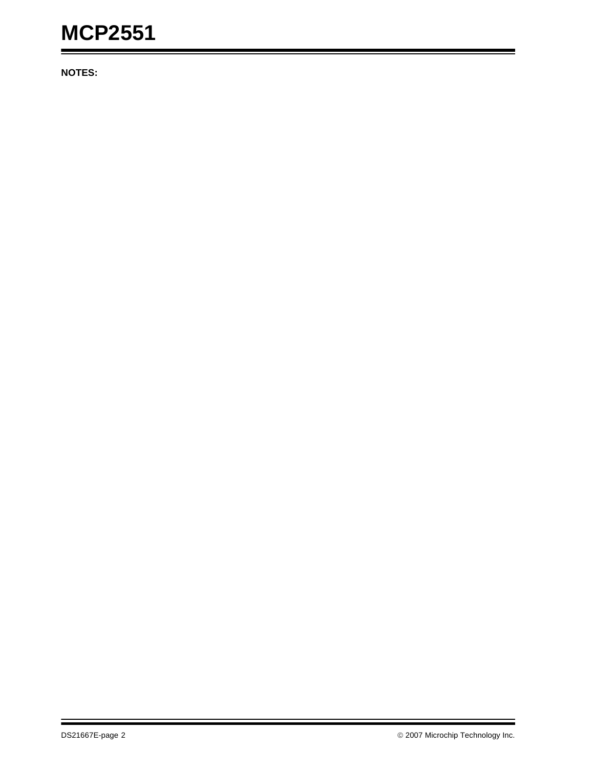**NOTES:**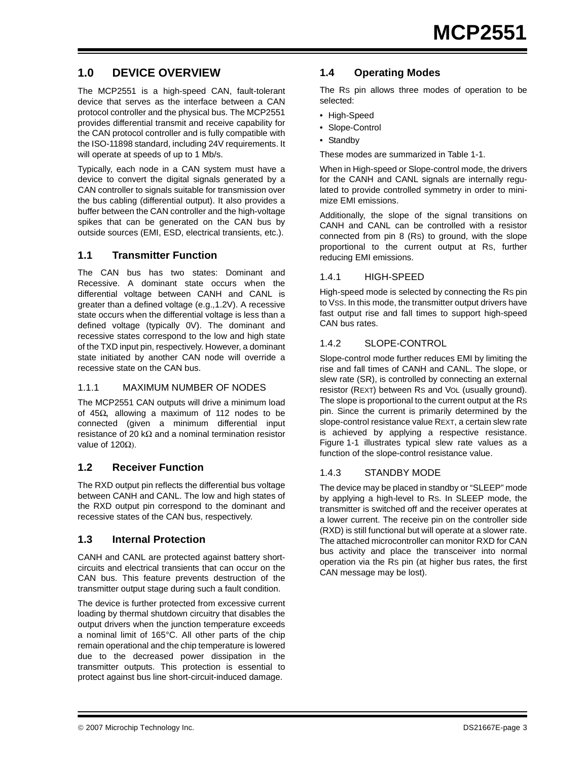## 1.0 DEVICE OVERVIEW

The MCP2551 is a high-speed CAN, fault-tolerant device that serves as the interface between a CAN protocol controller and the physical bus. The MCP2551 provides differential transmit and receive capability for the CAN protocol controller and is fully compatible with the ISO-11898 standard, including 24V requirements. It will operate at speeds of up to 1 Mb/s.

Typically, each node in a CAN system must have a device to convert the digital signals generated by a CAN controller to signals suitable for transmission over the bus cabling (differential output). It also provides a buffer between the CAN controller and the high-voltage spikes that can be generated on the CAN bus by outside sources (EMI, ESD, electrical transients, etc.).

### 1.1 Transmitter Function

The CAN bus has two states: Dominant and Recessive. A dominant state occurs when the differential voltage between CANH and CANL is greater than a defined voltage (e.g.,1.2V). A recessive state occurs when the differential voltage is less than a defined voltage (typically 0V). The dominant and recessive states correspond to the low and high state of the TXD input pin, respectively. However, a dominant state initiated by another CAN node will override a recessive state on the CAN bus.

#### 1.1.1 MAXIMUM NUMBER OF NODES

The MCP2551 CAN outputs will drive a minimum load of 45Ω, allowing a maximum of 112 nodes to be connected (given a minimum differential input resistance of 20 kΩ and a nominal termination resistor value of 120Ω).

### 1.2 Receiver Function

The RXD output pin reflects the differential bus voltage between CANH and CANL. The low and high states of the RXD output pin correspond to the dominant and recessive states of the CAN bus, respectively.

### 1.3 Internal Protection

CANH and CANL are protected against battery short-circuits and electrical transients that can occur on the CAN bus. This feature prevents destruction of the transmitter output stage during such a fault condition.

The device is further protected from excessive current loading by thermal shutdown circuitry that disables the output drivers when the junction temperature exceeds a nominal limit of 165°C. All other parts of the chip remain operational and the chip temperature is lowered due to the decreased power dissipation in the transmitter outputs. This protection is essential to protect against bus line short-circuit-induced damage.

### 1.4 Operating Modes

The $R_S$ pin allows three modes of operation to be selected:

- High-Speed
- Slope-Control
- Standby

These modes are summarized in Table 1-1.

When in High-speed or Slope-control mode, the drivers for the CANH and CANL signals are internally regulated to provide controlled symmetry in order to minimize EMI emissions.

Additionally, the slope of the signal transitions on CANH and CANL can be controlled with a resistor connected from pin 8 ($R_S$) to ground, with the slope proportional to the current output at $R_S$, further reducing EMI emissions.

#### 1.4.1 HIGH-SPEED

High-speed mode is selected by connecting the $R_S$ pin to $V_{SS}$. In this mode, the transmitter output drivers have fast output rise and fall times to support high-speed CAN bus rates.

#### 1.4.2 SLOPE-CONTROL

Slope-control mode further reduces EMI by limiting the rise and fall times of CANH and CANL. The slope, or slew rate (SR), is controlled by connecting an external resistor ($R_{EXT}$) between $R_S$ and $V_{OL}$ (usually ground). The slope is proportional to the current output at the $R_S$ pin. Since the current is primarily determined by the slope-control resistance value $R_{EXT}$, a certain slew rate is achieved by applying a respective resistance. Figure 1-1 illustrates typical slew rate values as a function of the slope-control resistance value.

#### 1.4.3 STANDBY MODE

The device may be placed in standby or "SLEEP" mode by applying a high-level to $R_S$. In SLEEP mode, the transmitter is switched off and the receiver operates at a lower current. The receive pin on the controller side (RXD) is still functional but will operate at a slower rate. The attached microcontroller can monitor RXD for CAN bus activity and place the transceiver into normal operation via the $R_S$ pin (at higher bus rates, the first CAN message may be lost).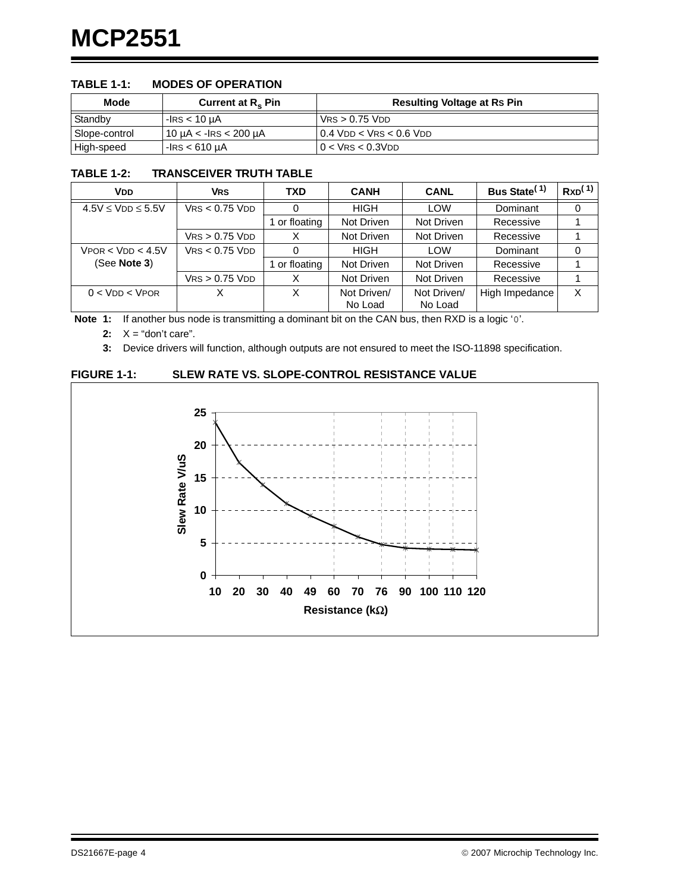**TABLE 1-1: MODES OF OPERATION**

| Mode | Current at $R_S$ Pin | Resulting Voltage at RS Pin |
|---|---|---|
| Standby | $-I_{RS} < 10\ \mu A$ | $V_{RS} > 0.75\ V_{DD}$ |
| Slope-control | $10\ \mu A < -I_{RS} < 200\ \mu A$ | $0.4\ V_{DD} < V_{RS} < 0.6\ V_{DD}$ |
| High-speed | $-I_{RS} < 610\ \mu A$ | $0 < V_{RS} < 0.3V_{DD}$ |

**TABLE 1-2: TRANSCEIVER TRUTH TABLE**

| VDD | VRS | TXD | CANH | CANL | Bus State[1] | RXD[1] |
|---|---|---|---|---|---|---|
| $4.5V \le V_{DD} \le 5.5V$ | $V_{RS} < 0.75\ V_{DD}$ | 0 | HIGH | LOW | Dominant | 0 |
| | | 1 or floating | Not Driven | Not Driven | Recessive | 1 |
| | $V_{RS} > 0.75\ V_{DD}$ | X | Not Driven | Not Driven | Recessive | 1 |
| $V_{POR} < V_{DD} < 4.5V$ (See **Note 3**) | $V_{RS} < 0.75\ V_{DD}$ | 0 | HIGH | LOW | Dominant | 0 |
| | | 1 or floating | Not Driven | Not Driven | Recessive | 1 |
| | $V_{RS} > 0.75\ V_{DD}$ | X | Not Driven | Not Driven | Recessive | 1 |
| $0 < V_{DD} < V_{POR}$ | X | X | Not Driven/ No Load | Not Driven/ No Load | High Impedance | X |

**Note 1:** If another bus node is transmitting a dominant bit on the CAN bus, then RXD is a logic '0'.

**2:** X = "don't care".

**3:** Device drivers will function, although outputs are not ensured to meet the ISO-11898 specification.

**FIGURE 1-1: SLEW RATE VS. SLOPE-CONTROL RESISTANCE VALUE**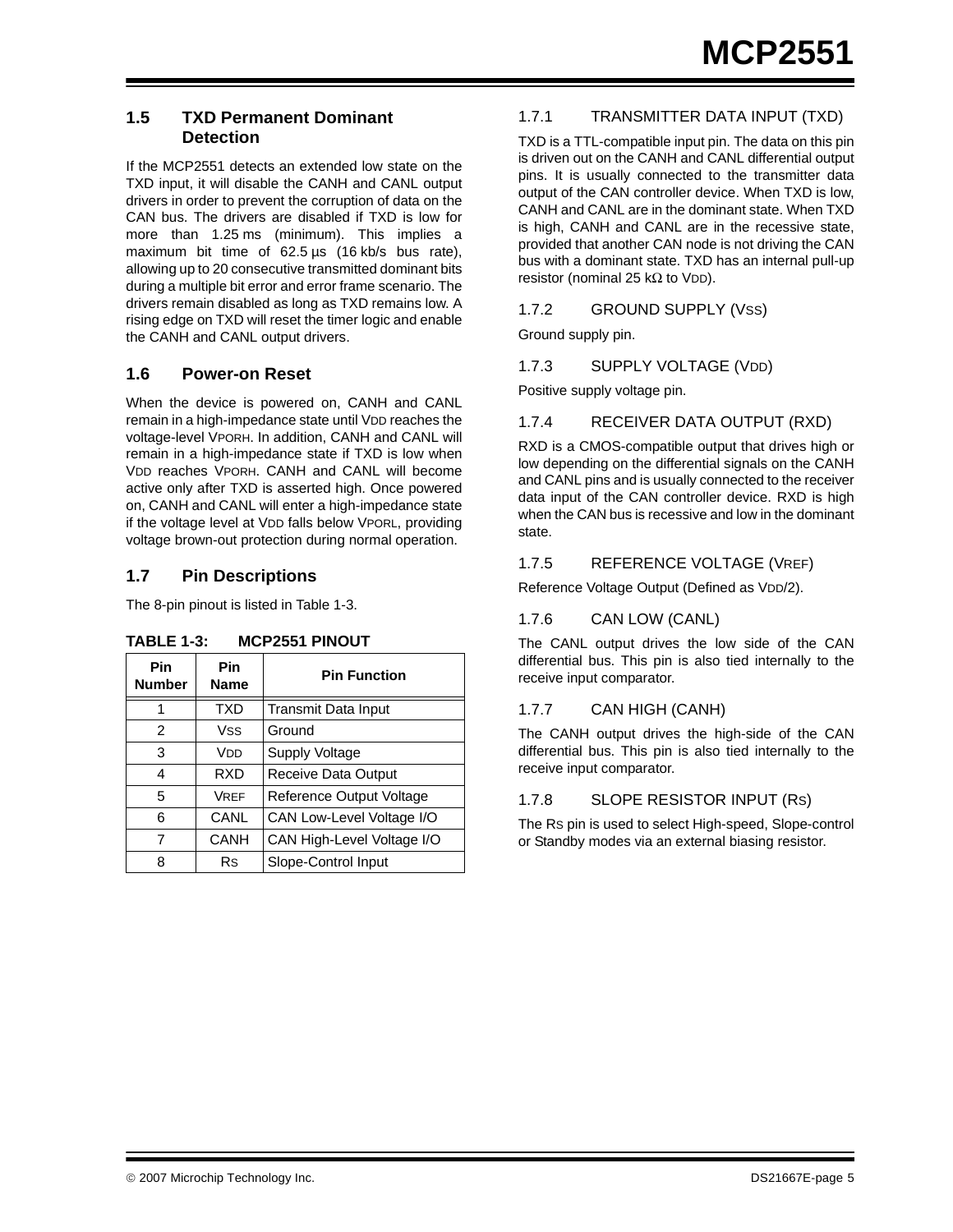## 1.5 TXD Permanent Dominant Detection

If the MCP2551 detects an extended low state on the TXD input, it will disable the CANH and CANL output drivers in order to prevent the corruption of data on the CAN bus. The drivers are disabled if TXD is low for more than 1.25 ms (minimum). This implies a maximum bit time of 62.5 µs (16 kb/s bus rate), allowing up to 20 consecutive transmitted dominant bits during a multiple bit error and error frame scenario. The drivers remain disabled as long as TXD remains low. A rising edge on TXD will reset the timer logic and enable the CANH and CANL output drivers.

## 1.6 Power-on Reset

When the device is powered on, CANH and CANL remain in a high-impedance state until $V_{DD}$ reaches the voltage-level $V_{PORH}$. In addition, CANH and CANL will remain in a high-impedance state if TXD is low when $V_{DD}$ reaches $V_{PORH}$. CANH and CANL will become active only after TXD is asserted high. Once powered on, CANH and CANL will enter a high-impedance state if the voltage level at $V_{DD}$ falls below $V_{PORL}$, providing voltage brown-out protection during normal operation.

## 1.7 Pin Descriptions

The 8-pin pinout is listed in Table 1-3.

**TABLE 1-3: MCP2551 PINOUT**

| Pin Number | Pin Name | Pin Function |
|---|---|---|
| 1 | TXD | Transmit Data Input |
| 2 | $V_{SS}$ | Ground |
| 3 | $V_{DD}$ | Supply Voltage |
| 4 | RXD | Receive Data Output |
| 5 | $V_{REF}$ | Reference Output Voltage |
| 6 | CANL | CAN Low-Level Voltage I/O |
| 7 | CANH | CAN High-Level Voltage I/O |
| 8 | $R_S$ | Slope-Control Input |

### 1.7.1 TRANSMITTER DATA INPUT (TXD)

TXD is a TTL-compatible input pin. The data on this pin is driven out on the CANH and CANL differential output pins. It is usually connected to the transmitter data output of the CAN controller device. When TXD is low, CANH and CANL are in the dominant state. When TXD is high, CANH and CANL are in the recessive state, provided that another CAN node is not driving the CAN bus with a dominant state. TXD has an internal pull-up resistor (nominal 25 kΩ to $V_{DD}$).

### 1.7.2 GROUND SUPPLY ($V_{SS}$)

Ground supply pin.

### 1.7.3 SUPPLY VOLTAGE ($V_{DD}$)

Positive supply voltage pin.

### 1.7.4 RECEIVER DATA OUTPUT (RXD)

RXD is a CMOS-compatible output that drives high or low depending on the differential signals on the CANH and CANL pins and is usually connected to the receiver data input of the CAN controller device. RXD is high when the CAN bus is recessive and low in the dominant state.

### 1.7.5 REFERENCE VOLTAGE ($V_{REF}$)

Reference Voltage Output (Defined as $V_{DD}/2$).

### 1.7.6 CAN LOW (CANL)

The CANL output drives the low side of the CAN differential bus. This pin is also tied internally to the receive input comparator.

### 1.7.7 CAN HIGH (CANH)

The CANH output drives the high-side of the CAN differential bus. This pin is also tied internally to the receive input comparator.

### 1.7.8 SLOPE RESISTOR INPUT ($R_S$)

The $R_S$ pin is used to select High-speed, Slope-control or Standby modes via an external biasing resistor.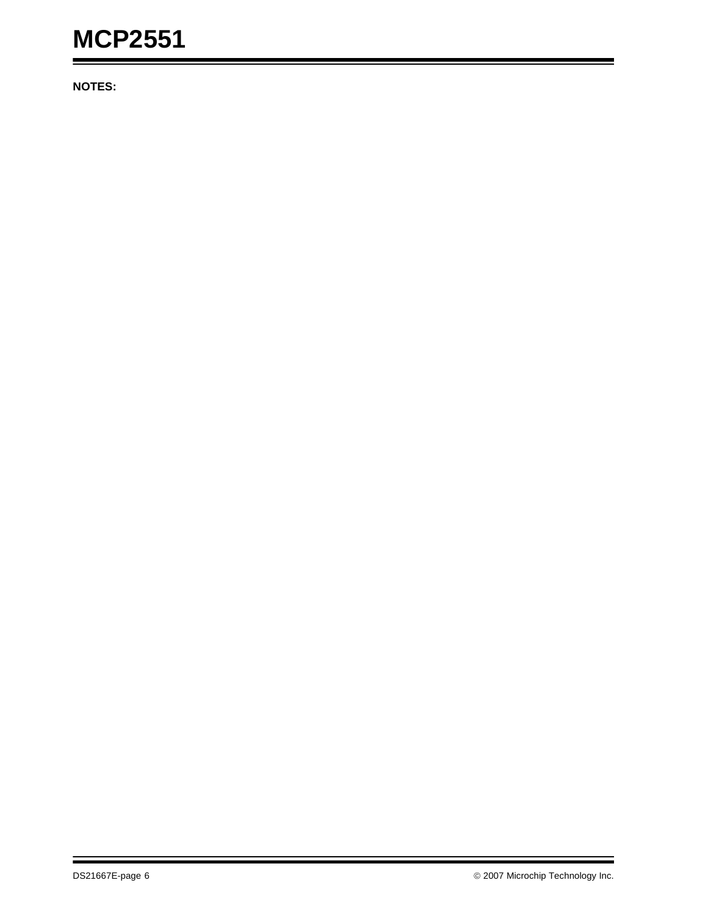**NOTES:**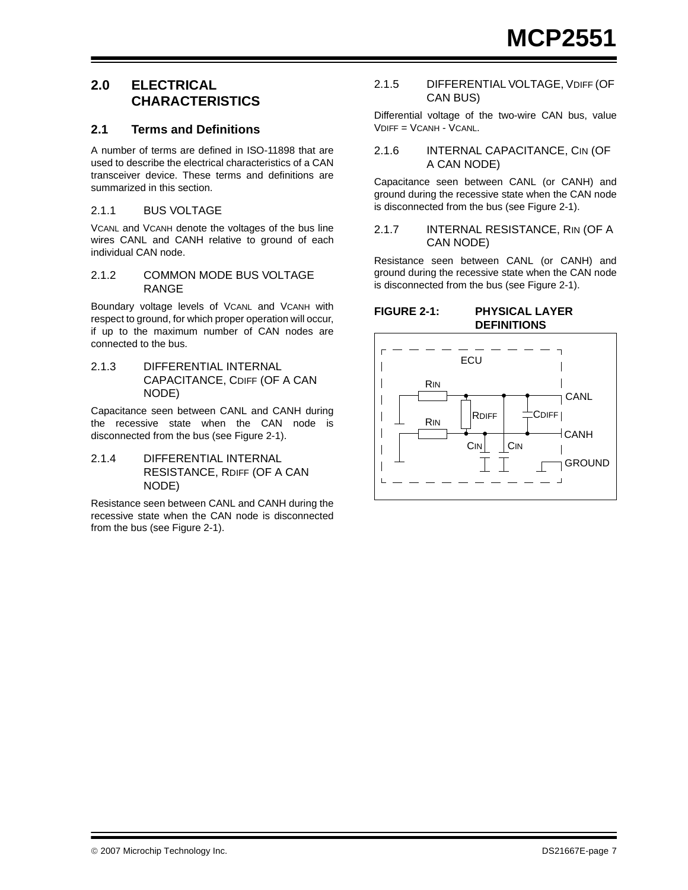# 2.0 ELECTRICAL CHARACTERISTICS

## 2.1 Terms and Definitions

A number of terms are defined in ISO-11898 that are used to describe the electrical characteristics of a CAN transceiver device. These terms and definitions are summarized in this section.

### 2.1.1 BUS VOLTAGE

$V_{CANL}$ and $V_{CANH}$ denote the voltages of the bus line wires CANL and CANH relative to ground of each individual CAN node.

### 2.1.2 COMMON MODE BUS VOLTAGE RANGE

Boundary voltage levels of $V_{CANL}$ and $V_{CANH}$ with respect to ground, for which proper operation will occur, if up to the maximum number of CAN nodes are connected to the bus.

### 2.1.3 DIFFERENTIAL INTERNAL CAPACITANCE, $C_{DIFF}$ (OF A CAN NODE)

Capacitance seen between CANL and CANH during the recessive state when the CAN node is disconnected from the bus (see Figure 2-1).

### 2.1.4 DIFFERENTIAL INTERNAL RESISTANCE, $R_{DIFF}$ (OF A CAN NODE)

Resistance seen between CANL and CANH during the recessive state when the CAN node is disconnected from the bus (see Figure 2-1).

### 2.1.5 DIFFERENTIAL VOLTAGE, $V_{DIFF}$ (OF CAN BUS)

Differential voltage of the two-wire CAN bus, value $V_{DIFF} = V_{CANH} - V_{CANL}$.

### 2.1.6 INTERNAL CAPACITANCE, $C_{IN}$ (OF A CAN NODE)

Capacitance seen between CANL (or CANH) and ground during the recessive state when the CAN node is disconnected from the bus (see Figure 2-1).

### 2.1.7 INTERNAL RESISTANCE, $R_{IN}$ (OF A CAN NODE)

Resistance seen between CANL (or CANH) and ground during the recessive state when the CAN node is disconnected from the bus (see Figure 2-1).

**FIGURE 2-1: PHYSICAL LAYER DEFINITIONS**

ECU

$R_{IN}$ $R_{IN}$ $R_{DIFF}$ $C_{DIFF}$ $C_{IN}$ $C_{IN}$

CANL CANH GROUND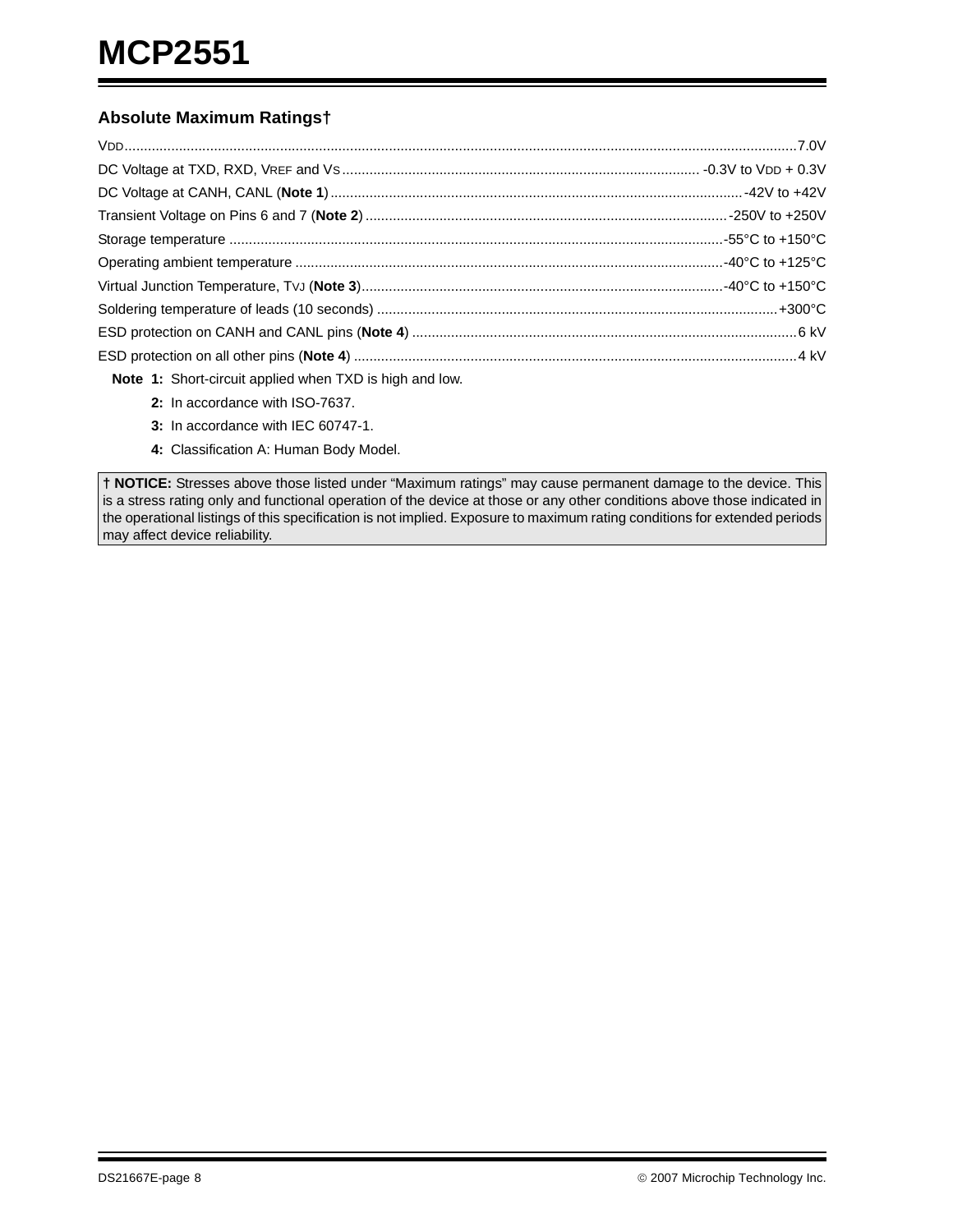## Absolute Maximum Ratings†

$V_{DD}$ ........................................................................................................... 7.0V

DC Voltage at TXD, RXD, $V_{REF}$ and $V_S$ ........................................... -0.3V to $V_{DD}$ + 0.3V

DC Voltage at CANH, CANL (**Note 1**) ..................................................... -42V to +42V

Transient Voltage on Pins 6 and 7 (**Note 2**) .......................................... -250V to +250V

Storage temperature ................................................................ -55°C to +150°C

Operating ambient temperature .................................................. -40°C to +125°C

Virtual Junction Temperature, $T_{VJ}$ (**Note 3**) ........................................ -40°C to +150°C

Soldering temperature of leads (10 seconds) ........................................... +300°C

ESD protection on CANH and CANL pins (**Note 4**) ........................................ 6 kV

ESD protection on all other pins (**Note 4**) ..................................................... 4 kV

**Note 1:** Short-circuit applied when TXD is high and low.

**2:** In accordance with ISO-7637.

**3:** In accordance with IEC 60747-1.

**4:** Classification A: Human Body Model.

**† NOTICE:** Stresses above those listed under “Maximum ratings” may cause permanent damage to the device. This is a stress rating only and functional operation of the device at those or any other conditions above those indicated in the operational listings of this specification is not implied. Exposure to maximum rating conditions for extended periods may affect device reliability.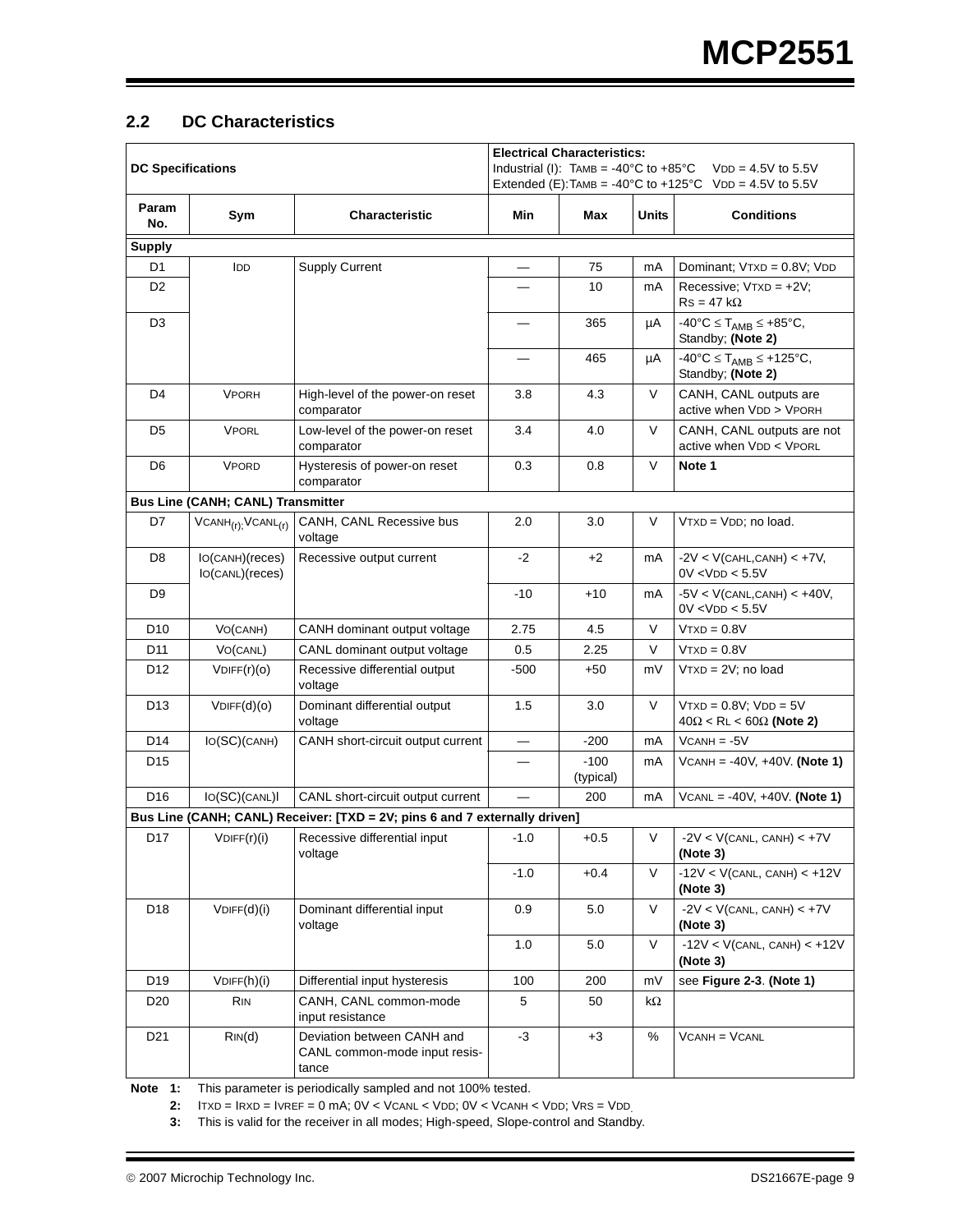## 2.2 DC Characteristics

| DC Specifications | | | Electrical Characteristics:<br>Industrial (I): $T_{AMB}$ = -40°C to +85°C $V_{DD}$ = 4.5V to 5.5V<br>Extended (E): $T_{AMB}$ = -40°C to +125°C $V_{DD}$ = 4.5V to 5.5V | | | |
|---|---|---|---|---|---|---|
| **Param No.** | **Sym** | **Characteristic** | **Min** | **Max** | **Units** | **Conditions** |
| **Supply** | | | | | | |
| D1 | $I_{DD}$ | Supply Current | — | 75 | mA | Dominant; $V_{TXD}$ = 0.8V; $V_{DD}$ |
| D2 | | | — | 10 | mA | Recessive; $V_{TXD}$ = +2V; $R_S$ = 47 kΩ |
| D3 | | | — | 365 | µA | -40°C ≤ $T_{AMB}$ ≤ +85°C, Standby; **(Note 2)** |
| | | | — | 465 | µA | -40°C ≤ $T_{AMB}$ ≤ +125°C, Standby; **(Note 2)** |
| D4 | $V_{PORH}$ | High-level of the power-on reset comparator | 3.8 | 4.3 | V | CANH, CANL outputs are active when $V_{DD}$ > $V_{PORH}$ |
| D5 | $V_{PORL}$ | Low-level of the power-on reset comparator | 3.4 | 4.0 | V | CANH, CANL outputs are not active when $V_{DD}$ < $V_{PORL}$ |
| D6 | $V_{PORD}$ | Hysteresis of power-on reset comparator | 0.3 | 0.8 | V | **Note 1** |
| **Bus Line (CANH; CANL) Transmitter** | | | | | | |
| D7 | $V_{CANH(r)}$; $V_{CANL(r)}$ | CANH, CANL Recessive bus voltage | 2.0 | 3.0 | V | $V_{TXD}$ = $V_{DD}$; no load. |
| D8 | $I_{O(CANH)(reces)}$<br>$I_{O(CANL)(reces)}$ | Recessive output current | -2 | +2 | mA | -2V < $V_{(CAHL,CANH)}$ < +7V, 0V < $V_{DD}$ < 5.5V |
| D9 | | | -10 | +10 | mA | -5V < $V_{(CANL,CANH)}$ < +40V, 0V < $V_{DD}$ < 5.5V |
| D10 | $V_{O(CANH)}$ | CANH dominant output voltage | 2.75 | 4.5 | V | $V_{TXD}$ = 0.8V |
| D11 | $V_{O(CANL)}$ | CANL dominant output voltage | 0.5 | 2.25 | V | $V_{TXD}$ = 0.8V |
| D12 | $V_{DIFF(r)(o)}$ | Recessive differential output voltage | -500 | +50 | mV | $V_{TXD}$ = 2V; no load |
| D13 | $V_{DIFF(d)(o)}$ | Dominant differential output voltage | 1.5 | 3.0 | V | $V_{TXD}$ = 0.8V; $V_{DD}$ = 5V<br>40Ω < $R_L$ < 60Ω **(Note 2)** |
| D14 | $I_{O(SC)(CANH)}$ | CANH short-circuit output current | — | -200 | mA | $V_{CANH}$ = -5V |
| D15 | | | — | -100 (typical) | mA | $V_{CANH}$ = -40V, +40V. **(Note 1)** |
| D16 | $I_{O(SC)(CANL)}$ | CANL short-circuit output current | — | 200 | mA | $V_{CANL}$ = -40V, +40V. **(Note 1)** |
| **Bus Line (CANH; CANL) Receiver: [TXD = 2V; pins 6 and 7 externally driven]** | | | | | | |
| D17 | $V_{DIFF(r)(i)}$ | Recessive differential input voltage | -1.0 | +0.5 | V | -2V < $V_{(CANL, CANH)}$ < +7V **(Note 3)** |
| | | | -1.0 | +0.4 | V | -12V < $V_{(CANL, CANH)}$ < +12V **(Note 3)** |
| D18 | $V_{DIFF(d)(i)}$ | Dominant differential input voltage | 0.9 | 5.0 | V | -2V < $V_{(CANL, CANH)}$ < +7V **(Note 3)** |
| | | | 1.0 | 5.0 | V | -12V < $V_{(CANL, CANH)}$ < +12V **(Note 3)** |
| D19 | $V_{DIFF(h)(i)}$ | Differential input hysteresis | 100 | 200 | mV | see **Figure 2-3**. **(Note 1)** |
| D20 | $R_{IN}$ | CANH, CANL common-mode input resistance | 5 | 50 | kΩ | |
| D21 | $R_{IN(d)}$ | Deviation between CANH and CANL common-mode input resistance | -3 | +3 | % | $V_{CANH}$ = $V_{CANL}$ |

**Note 1:** This parameter is periodically sampled and not 100% tested.

**2:** $I_{TXD}$ = $I_{RXD}$ = $I_{VREF}$ = 0 mA; 0V < $V_{CANL}$ < $V_{DD}$; 0V < $V_{CANH}$ < $V_{DD}$; $V_{RS}$ = $V_{DD}$.

**3:** This is valid for the receiver in all modes; High-speed, Slope-control and Standby.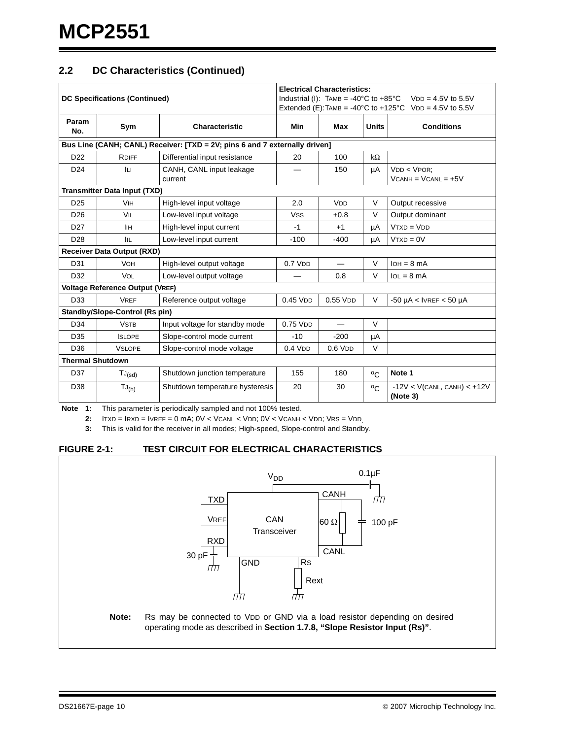## 2.2 DC Characteristics (Continued)

| DC Specifications (Continued) | | | Electrical Characteristics: Industrial (I): $T_{AMB}$ = -40°C to +85°C $V_{DD}$ = 4.5V to 5.5V Extended (E): $T_{AMB}$ = -40°C to +125°C $V_{DD}$ = 4.5V to 5.5V | | | |
|---|---|---|---|---|---|---|
| Param No. | Sym | Characteristic | Min | Max | Units | Conditions |
| **Bus Line (CANH; CANL) Receiver: [TXD = 2V; pins 6 and 7 externally driven]** | | | | | | |
| D22 | $R_{DIFF}$ | Differential input resistance | 20 | 100 | kΩ | |
| D24 | $I_{LI}$ | CANH, CANL input leakage current | — | 150 | µA | $V_{DD}$ < $V_{POR}$; $V_{CANH}$ = $V_{CANL}$ = +5V |
| **Transmitter Data Input (TXD)** | | | | | | |
| D25 | $V_{IH}$ | High-level input voltage | 2.0 | $V_{DD}$ | V | Output recessive |
| D26 | $V_{IL}$ | Low-level input voltage | $V_{SS}$ | +0.8 | V | Output dominant |
| D27 | $I_{IH}$ | High-level input current | -1 | +1 | µA | $V_{TXD}$ = $V_{DD}$ |
| D28 | $I_{IL}$ | Low-level input current | -100 | -400 | µA | $V_{TXD}$ = 0V |
| **Receiver Data Output (RXD)** | | | | | | |
| D31 | $V_{OH}$ | High-level output voltage | 0.7 $V_{DD}$ | — | V | $I_{OH}$ = 8 mA |
| D32 | $V_{OL}$ | Low-level output voltage | — | 0.8 | V | $I_{OL}$ = 8 mA |
| **Voltage Reference Output ($V_{REF}$)** | | | | | | |
| D33 | $V_{REF}$ | Reference output voltage | 0.45 $V_{DD}$ | 0.55 $V_{DD}$ | V | -50 µA < $I_{VREF}$ < 50 µA |
| **Standby/Slope-Control (Rs pin)** | | | | | | |
| D34 | $V_{STB}$ | Input voltage for standby mode | 0.75 $V_{DD}$ | — | V | |
| D35 | $I_{SLOPE}$ | Slope-control mode current | -10 | -200 | µA | |
| D36 | $V_{SLOPE}$ | Slope-control mode voltage | 0.4 $V_{DD}$ | 0.6 $V_{DD}$ | V | |
| **Thermal Shutdown** | | | | | | |
| D37 | $T_{J(sd)}$ | Shutdown junction temperature | 155 | 180 | ºC | **Note 1** |
| D38 | $T_{J(h)}$ | Shutdown temperature hysteresis | 20 | 30 | ºC | -12V < V(CANL, CANH) < +12V **(Note 3)** |

**Note 1:** This parameter is periodically sampled and not 100% tested.

**2:** $I_{TXD}$ = $I_{RXD}$ = $I_{VREF}$ = 0 mA; 0V < $V_{CANL}$ < $V_{DD}$; 0V < $V_{CANH}$ < $V_{DD}$; $V_{RS}$ = $V_{DD}$.

**3:** This is valid for the receiver in all modes; High-speed, Slope-control and Standby.

**FIGURE 2-1: TEST CIRCUIT FOR ELECTRICAL CHARACTERISTICS**

$V_{DD}$, 0.1µF, CANH, TXD, $V_{REF}$, CAN Transceiver, 60 Ω, 100 pF, RXD, CANL, 30 pF, GND, RS, Rext

**Note:** RS may be connected to $V_{DD}$ or GND via a load resistor depending on desired operating mode as described in **Section 1.7.8, "Slope Resistor Input (Rs)"**.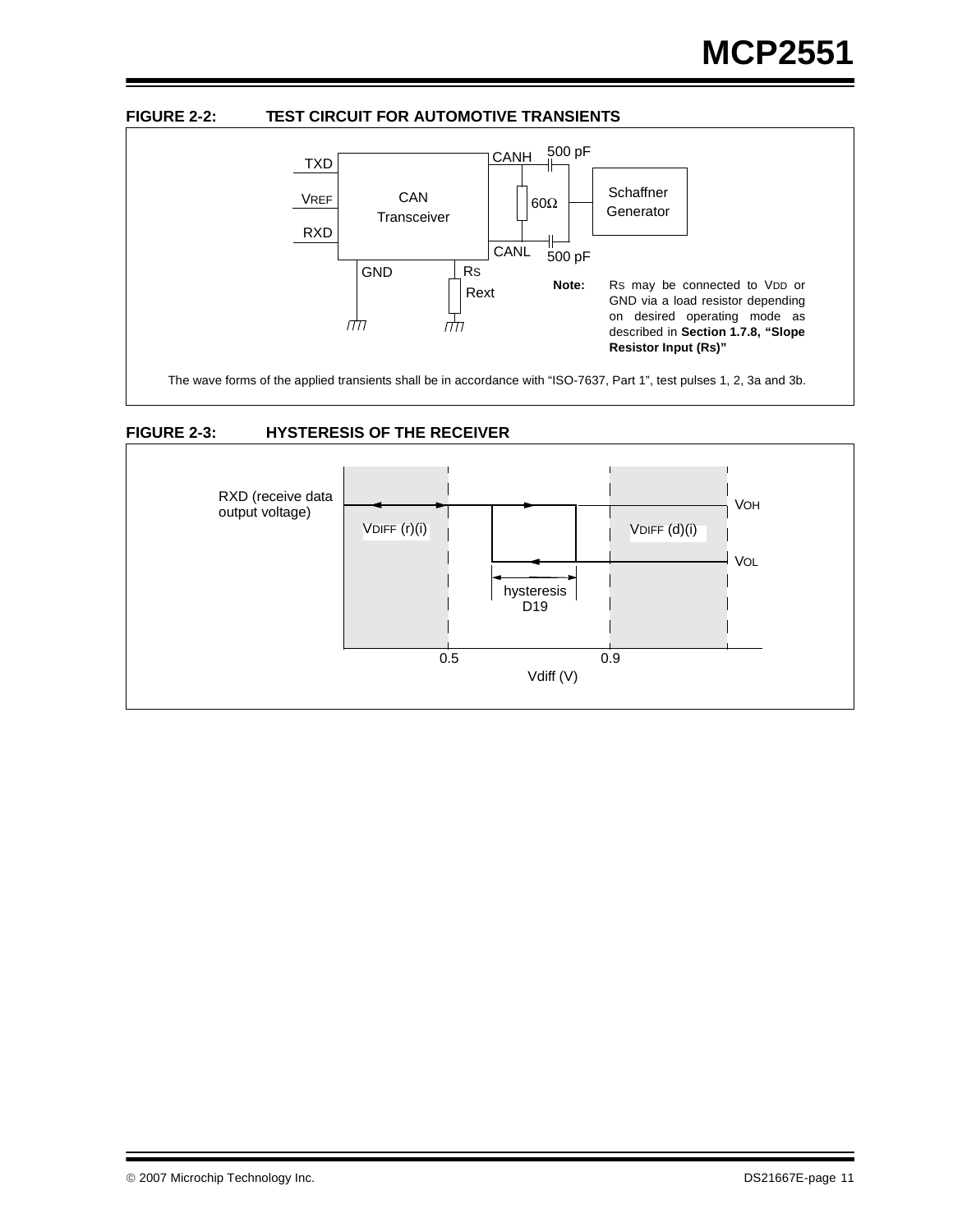**FIGURE 2-2: TEST CIRCUIT FOR AUTOMOTIVE TRANSIENTS**

TXD

VREF

RXD

CAN Transceiver

CANH

CANL

500 pF

60Ω

500 pF

Schaffner Generator

GND

RS

Rext

**Note:** RS may be connected to VDD or GND via a load resistor depending on desired operating mode as described in **Section 1.7.8, "Slope Resistor Input (Rs)"**

The wave forms of the applied transients shall be in accordance with "ISO-7637, Part 1", test pulses 1, 2, 3a and 3b.

**FIGURE 2-3: HYSTERESIS OF THE RECEIVER**

RXD (receive data output voltage)

VDIFF (r)(i)

VDIFF (d)(i)

VOH

VOL

hysteresis D19

0.5

0.9

Vdiff (V)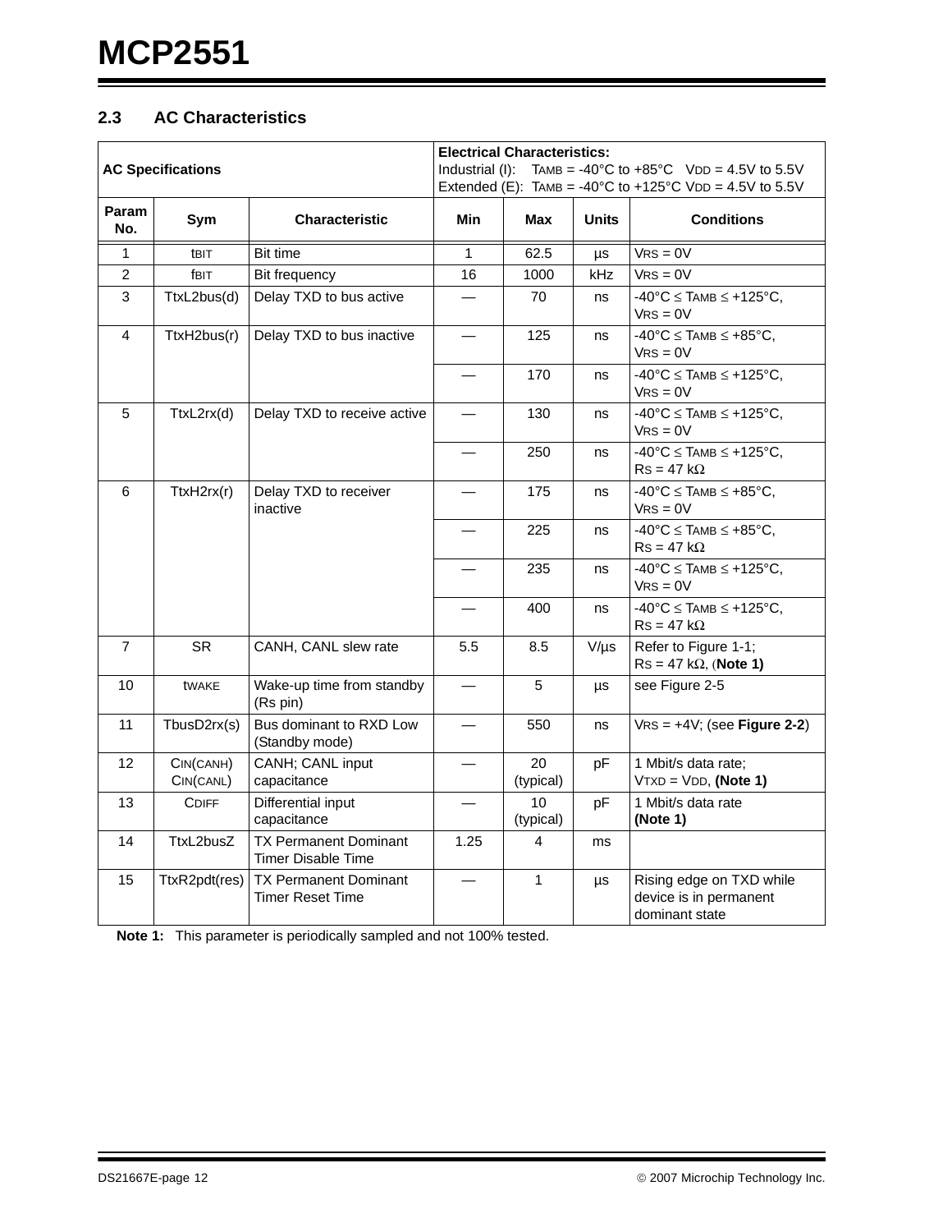## 2.3 AC Characteristics

| AC Specifications | | | Electrical Characteristics: Industrial (I): $T_{AMB}$ = -40°C to +85°C $V_{DD}$ = 4.5V to 5.5V Extended (E): $T_{AMB}$ = -40°C to +125°C $V_{DD}$ = 4.5V to 5.5V | | | |
|---|---|---|---|---|---|---|
| **Param No.** | **Sym** | **Characteristic** | **Min** | **Max** | **Units** | **Conditions** |
| 1 | $t_{BIT}$ | Bit time | 1 | 62.5 | µs | $V_{RS}$ = 0V |
| 2 | $f_{BIT}$ | Bit frequency | 16 | 1000 | kHz | $V_{RS}$ = 0V |
| 3 | TtxL2bus(d) | Delay TXD to bus active | — | 70 | ns | -40°C ≤ $T_{AMB}$ ≤ +125°C, $V_{RS}$ = 0V |
| 4 | TtxH2bus(r) | Delay TXD to bus inactive | — | 125 | ns | -40°C ≤ $T_{AMB}$ ≤ +85°C, $V_{RS}$ = 0V |
| | | | — | 170 | ns | -40°C ≤ $T_{AMB}$ ≤ +125°C, $V_{RS}$ = 0V |
| 5 | TtxL2rx(d) | Delay TXD to receive active | — | 130 | ns | -40°C ≤ $T_{AMB}$ ≤ +125°C, $V_{RS}$ = 0V |
| | | | — | 250 | ns | -40°C ≤ $T_{AMB}$ ≤ +125°C, $R_S$ = 47 kΩ |
| 6 | TtxH2rx(r) | Delay TXD to receiver inactive | — | 175 | ns | -40°C ≤ $T_{AMB}$ ≤ +85°C, $V_{RS}$ = 0V |
| | | | — | 225 | ns | -40°C ≤ $T_{AMB}$ ≤ +85°C, $R_S$ = 47 kΩ |
| | | | — | 235 | ns | -40°C ≤ $T_{AMB}$ ≤ +125°C, $V_{RS}$ = 0V |
| | | | — | 400 | ns | -40°C ≤ $T_{AMB}$ ≤ +125°C, $R_S$ = 47 kΩ |
| 7 | SR | CANH, CANL slew rate | 5.5 | 8.5 | V/µs | Refer to Figure 1-1; $R_S$ = 47 kΩ, (**Note 1)** |
| 10 | $t_{WAKE}$ | Wake-up time from standby (Rs pin) | — | 5 | µs | see Figure 2-5 |
| 11 | TbusD2rx(s) | Bus dominant to RXD Low (Standby mode) | — | 550 | ns | $V_{RS}$ = +4V; (see **Figure 2-2**) |
| 12 | $C_{IN(CANH)}$ $C_{IN(CANL)}$ | CANH; CANL input capacitance | — | 20 (typical) | pF | 1 Mbit/s data rate; $V_{TXD}$ = $V_{DD}$, **(Note 1)** |
| 13 | $C_{DIFF}$ | Differential input capacitance | — | 10 (typical) | pF | 1 Mbit/s data rate **(Note 1)** |
| 14 | TtxL2busZ | TX Permanent Dominant Timer Disable Time | 1.25 | 4 | ms | |
| 15 | TtxR2pdt(res) | TX Permanent Dominant Timer Reset Time | — | 1 | µs | Rising edge on TXD while device is in permanent dominant state |

**Note 1:** This parameter is periodically sampled and not 100% tested.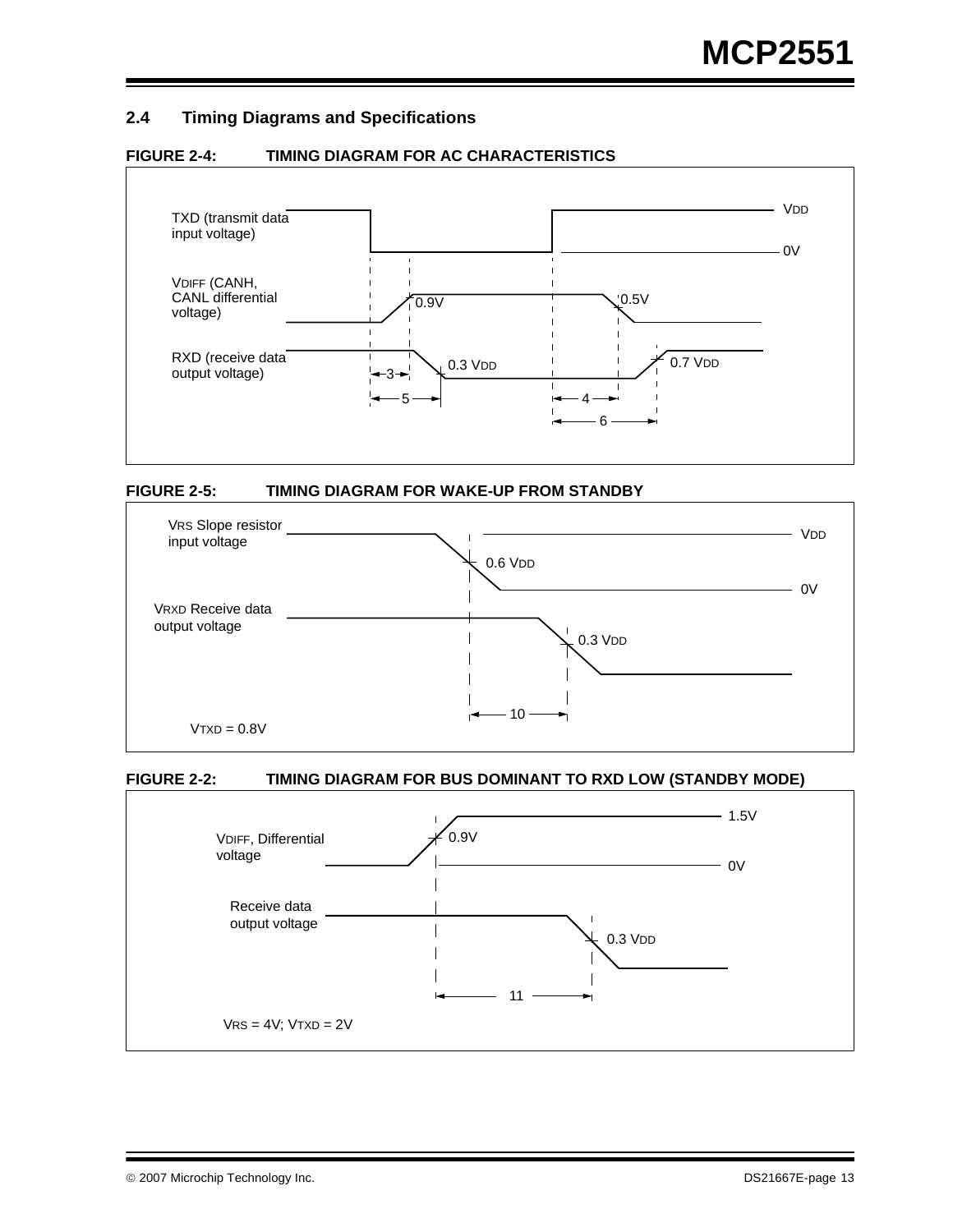## 2.4 Timing Diagrams and Specifications

**FIGURE 2-4: TIMING DIAGRAM FOR AC CHARACTERISTICS**

TXD (transmit data input voltage)

VDD

0V

$V_{DIFF}$ (CANH, CANL differential voltage)

0.9V

0.5V

RXD (receive data output voltage)

0.3 $V_{DD}$

0.7 $V_{DD}$

3

5

4

6

**FIGURE 2-5: TIMING DIAGRAM FOR WAKE-UP FROM STANDBY**

$V_{RS}$ Slope resistor input voltage

$V_{DD}$

0.6 $V_{DD}$

0V

$V_{RXD}$ Receive data output voltage

0.3 $V_{DD}$

10

$V_{TXD}$ = 0.8V

**FIGURE 2-2: TIMING DIAGRAM FOR BUS DOMINANT TO RXD LOW (STANDBY MODE)**

$V_{DIFF}$, Differential voltage

1.5V

0.9V

0V

Receive data output voltage

0.3 $V_{DD}$

11

$V_{RS}$ = 4V; $V_{TXD}$ = 2V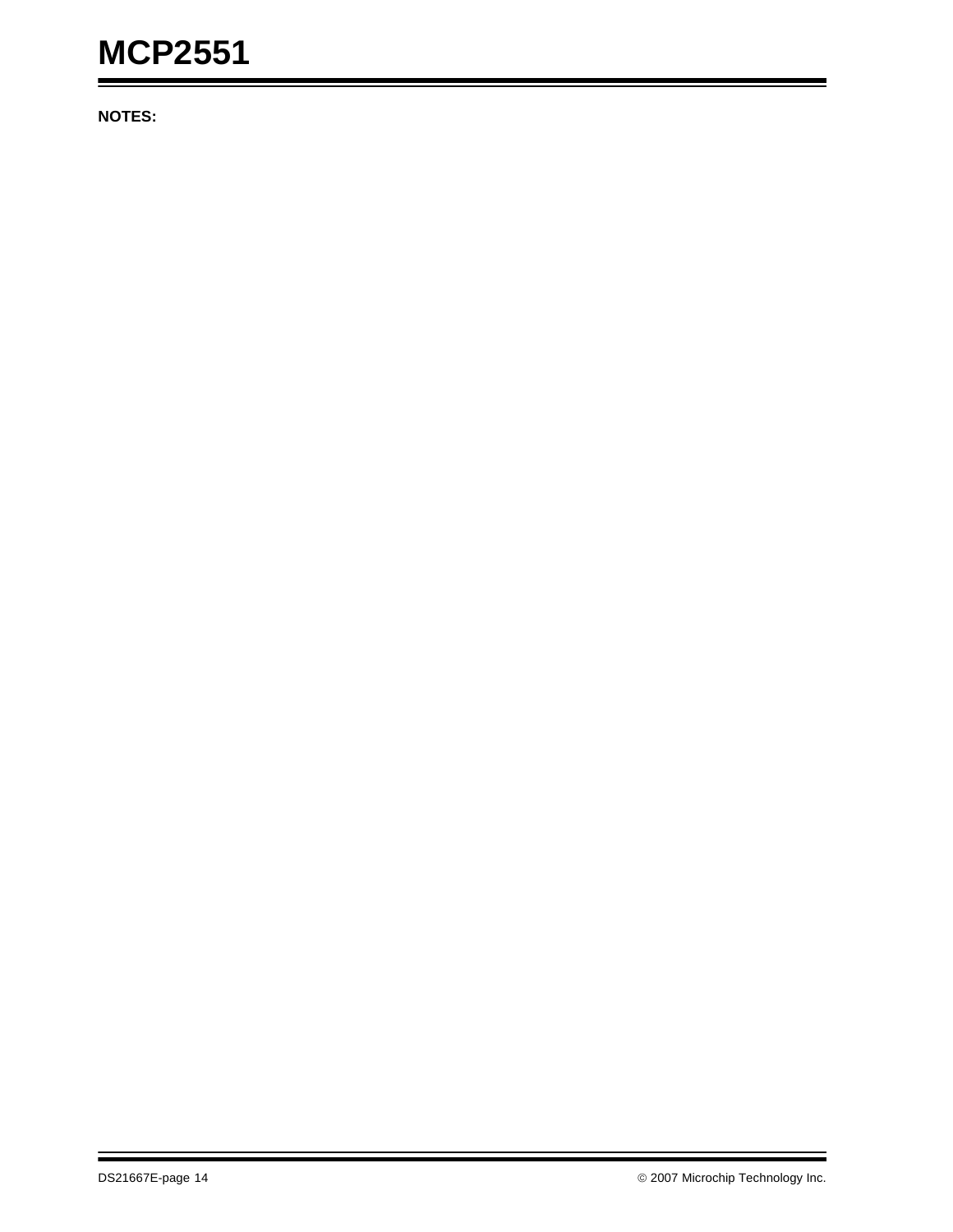**NOTES:**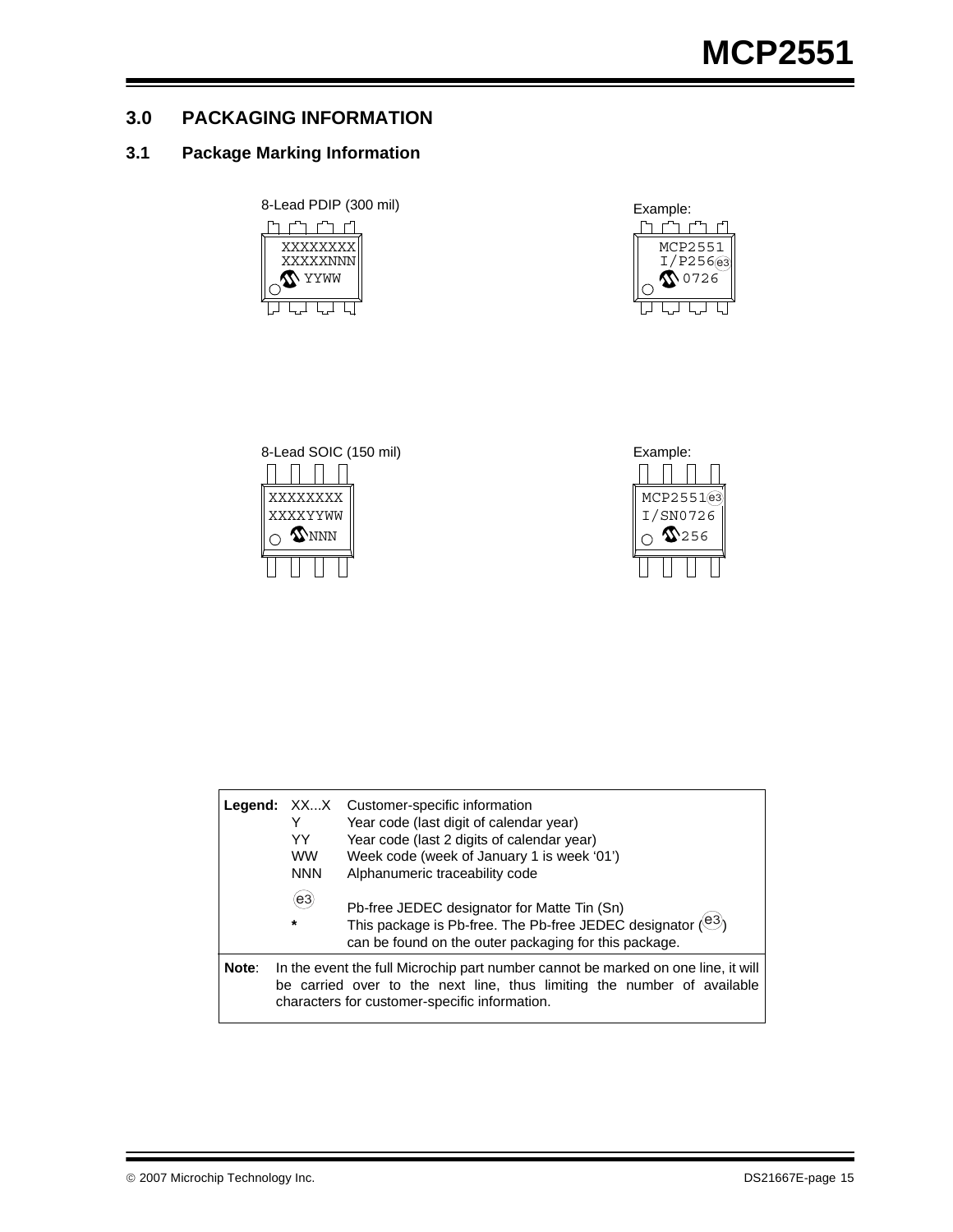## 3.0 PACKAGING INFORMATION

### 3.1 Package Marking Information

8-Lead PDIP (300 mil)

```
XXXXXXXX
XXXXXNNN
   YYWW
```

Example:

```
MCP2551
I/P256(e3)
   0726
```

8-Lead SOIC (150 mil)

```
XXXXXXXX
XXXXYYWW
   NNN
```

Example:

```
MCP2551(e3)
I/SN0726
   256
```

| **Legend:** | XX...X | Customer-specific information |
|---|---|---|
| | Y | Year code (last digit of calendar year) |
| | YY | Year code (last 2 digits of calendar year) |
| | WW | Week code (week of January 1 is week '01') |
| | NNN | Alphanumeric traceability code |
| | (e3) | Pb-free JEDEC designator for Matte Tin (Sn) |
| | * | This package is Pb-free. The Pb-free JEDEC designator ((e3)) can be found on the outer packaging for this package. |

**Note**: In the event the full Microchip part number cannot be marked on one line, it will be carried over to the next line, thus limiting the number of available characters for customer-specific information.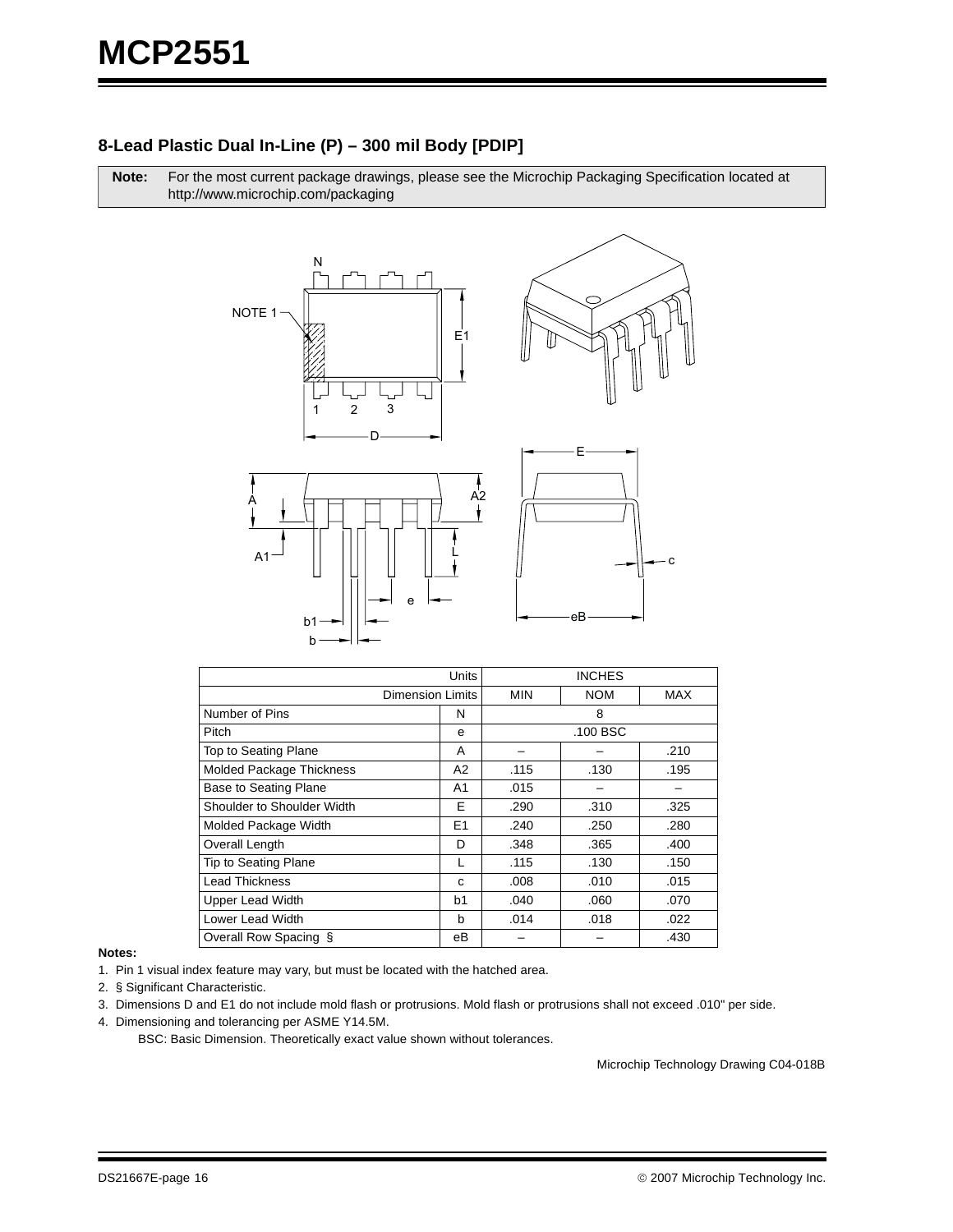### 8-Lead Plastic Dual In-Line (P) – 300 mil Body [PDIP]

| **Note:** | For the most current package drawings, please see the Microchip Packaging Specification located at http://www.microchip.com/packaging |
|---|---|

| Units | | INCHES | | |
|---|---|---|---|---|
| Dimension Limits | | MIN | NOM | MAX |
| Number of Pins | N | | 8 | |
| Pitch | e | | .100 BSC | |
| Top to Seating Plane | A | – | – | .210 |
| Molded Package Thickness | A2 | .115 | .130 | .195 |
| Base to Seating Plane | A1 | .015 | – | – |
| Shoulder to Shoulder Width | E | .290 | .310 | .325 |
| Molded Package Width | E1 | .240 | .250 | .280 |
| Overall Length | D | .348 | .365 | .400 |
| Tip to Seating Plane | L | .115 | .130 | .150 |
| Lead Thickness | c | .008 | .010 | .015 |
| Upper Lead Width | b1 | .040 | .060 | .070 |
| Lower Lead Width | b | .014 | .018 | .022 |
| Overall Row Spacing § | eB | – | – | .430 |

**Notes:**

1. Pin 1 visual index feature may vary, but must be located with the hatched area.
2. § Significant Characteristic.
3. Dimensions D and E1 do not include mold flash or protrusions. Mold flash or protrusions shall not exceed .010" per side.
4. Dimensioning and tolerancing per ASME Y14.5M.

   BSC: Basic Dimension. Theoretically exact value shown without tolerances.

Microchip Technology Drawing C04-018B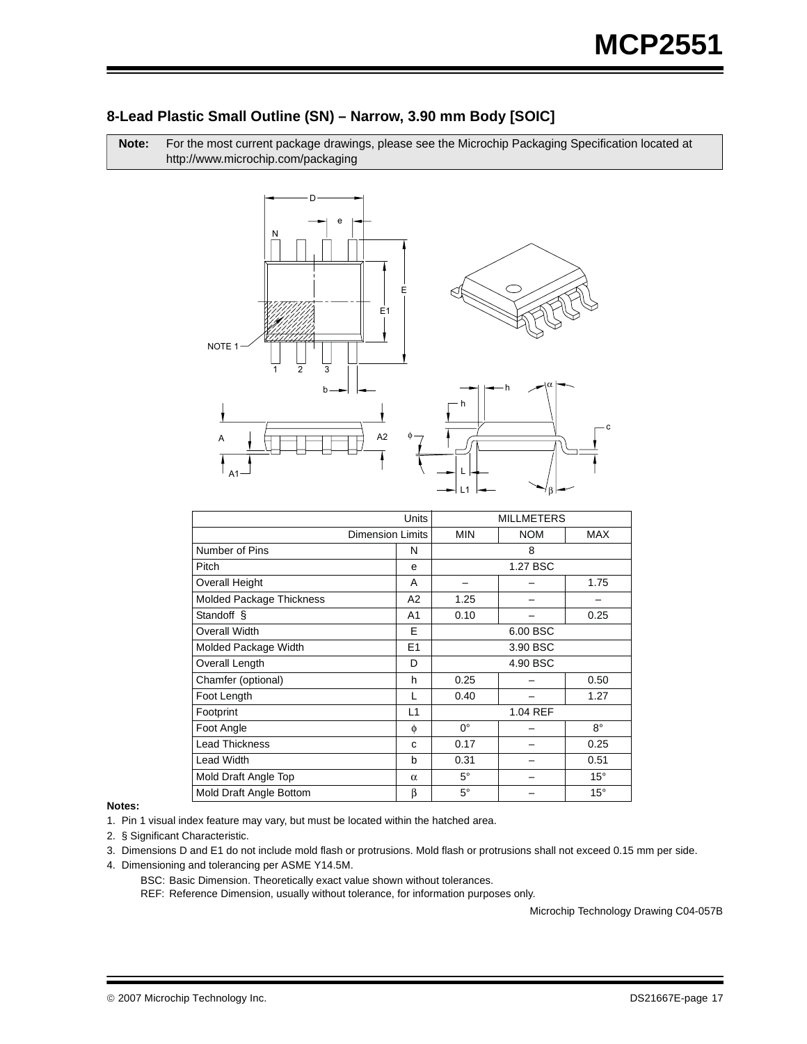## 8-Lead Plastic Small Outline (SN) – Narrow, 3.90 mm Body [SOIC]

**Note:** For the most current package drawings, please see the Microchip Packaging Specification located at http://www.microchip.com/packaging

| Units | | MILLMETERS | | |
|---|---|---|---|---|
| Dimension Limits | | MIN | NOM | MAX |
| Number of Pins | N | 8 | | |
| Pitch | e | 1.27 BSC | | |
| Overall Height | A | – | – | 1.75 |
| Molded Package Thickness | A2 | 1.25 | – | – |
| Standoff § | A1 | 0.10 | – | 0.25 |
| Overall Width | E | 6.00 BSC | | |
| Molded Package Width | E1 | 3.90 BSC | | |
| Overall Length | D | 4.90 BSC | | |
| Chamfer (optional) | h | 0.25 | – | 0.50 |
| Foot Length | L | 0.40 | – | 1.27 |
| Footprint | L1 | 1.04 REF | | |
| Foot Angle | $\phi$ | 0° | – | 8° |
| Lead Thickness | c | 0.17 | – | 0.25 |
| Lead Width | b | 0.31 | – | 0.51 |
| Mold Draft Angle Top | $\alpha$ | 5° | – | 15° |
| Mold Draft Angle Bottom | $\beta$ | 5° | – | 15° |

**Notes:**

1. Pin 1 visual index feature may vary, but must be located within the hatched area.
2. § Significant Characteristic.
3. Dimensions D and E1 do not include mold flash or protrusions. Mold flash or protrusions shall not exceed 0.15 mm per side.
4. Dimensioning and tolerancing per ASME Y14.5M.

   BSC: Basic Dimension. Theoretically exact value shown without tolerances.

   REF: Reference Dimension, usually without tolerance, for information purposes only.

Microchip Technology Drawing C04-057B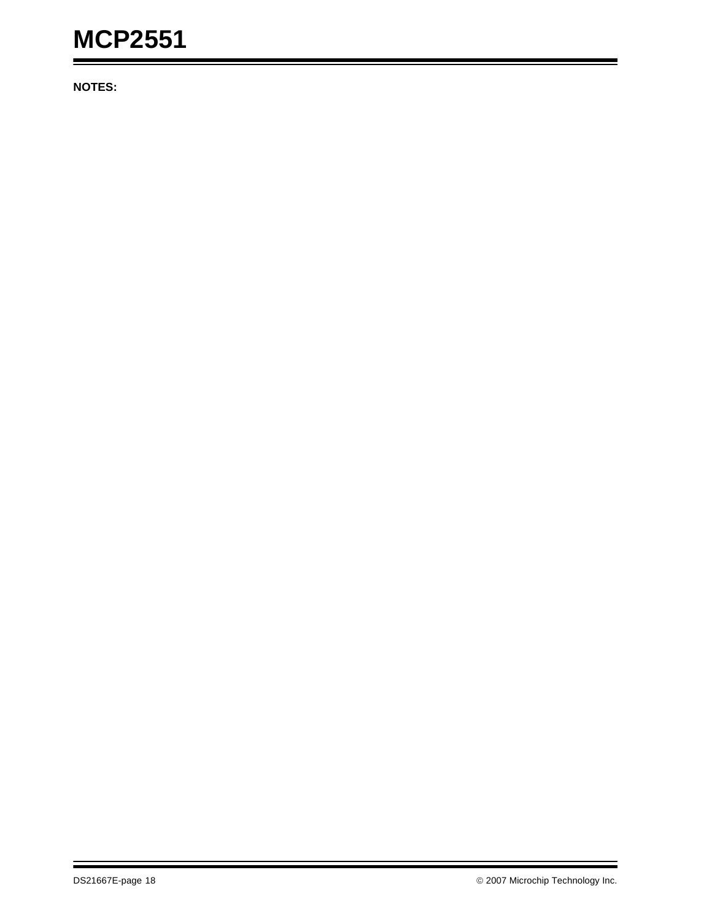**NOTES:**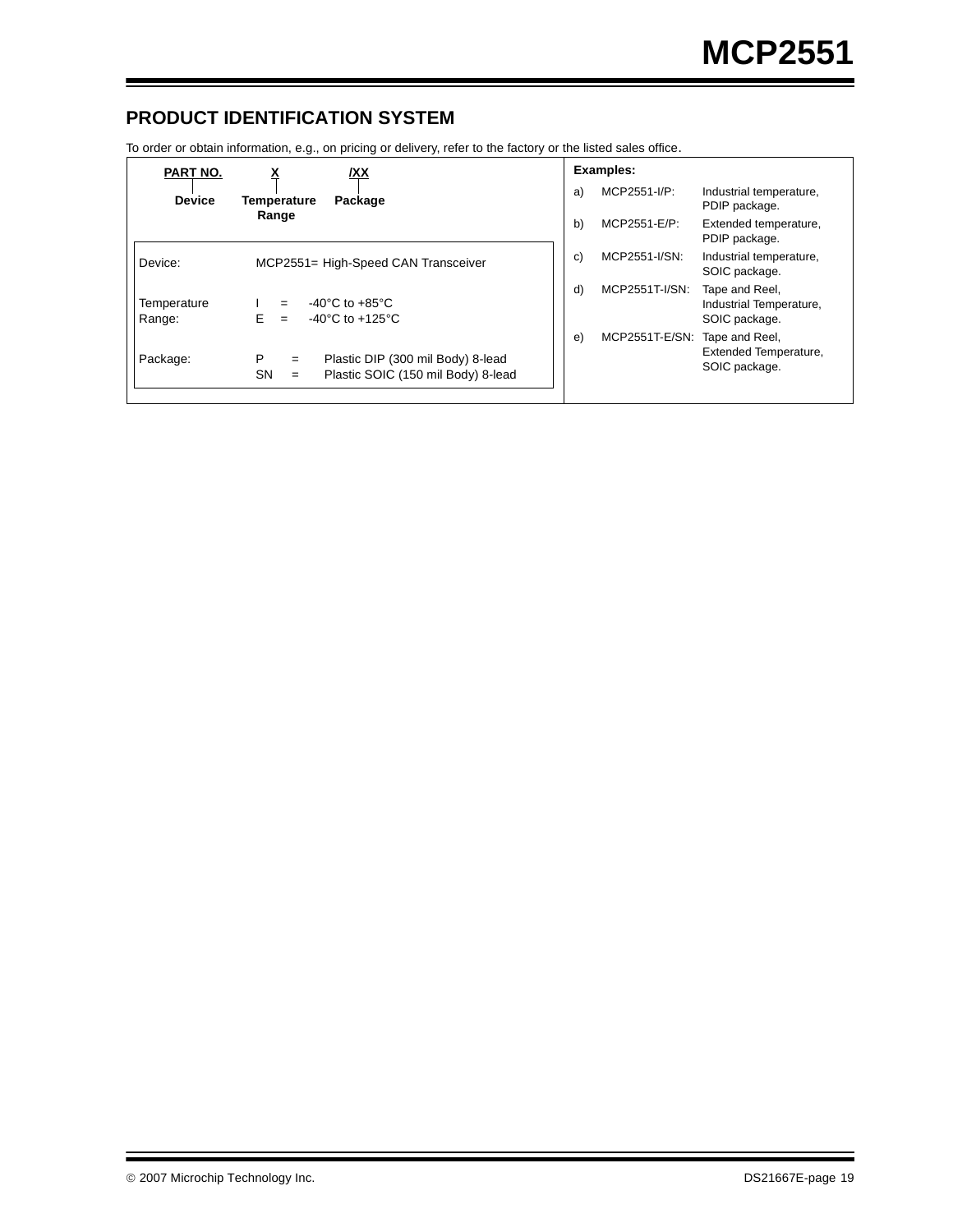## PRODUCT IDENTIFICATION SYSTEM

To order or obtain information, e.g., on pricing or delivery, refer to the factory or the listed sales office.

| PART NO. | X | /XX |
|---|---|---|
| Device | Temperature Range | Package |

| | |
|---|---|
| Device: | MCP2551= High-Speed CAN Transceiver |
| Temperature Range: | I = -40°C to +85°C<br>E = -40°C to +125°C |
| Package: | P = Plastic DIP (300 mil Body) 8-lead<br>SN = Plastic SOIC (150 mil Body) 8-lead |

**Examples:**

a) MCP2551-I/P: Industrial temperature, PDIP package.

b) MCP2551-E/P: Extended temperature, PDIP package.

c) MCP2551-I/SN: Industrial temperature, SOIC package.

d) MCP2551T-I/SN: Tape and Reel, Industrial Temperature, SOIC package.

e) MCP2551T-E/SN: Tape and Reel, Extended Temperature, SOIC package.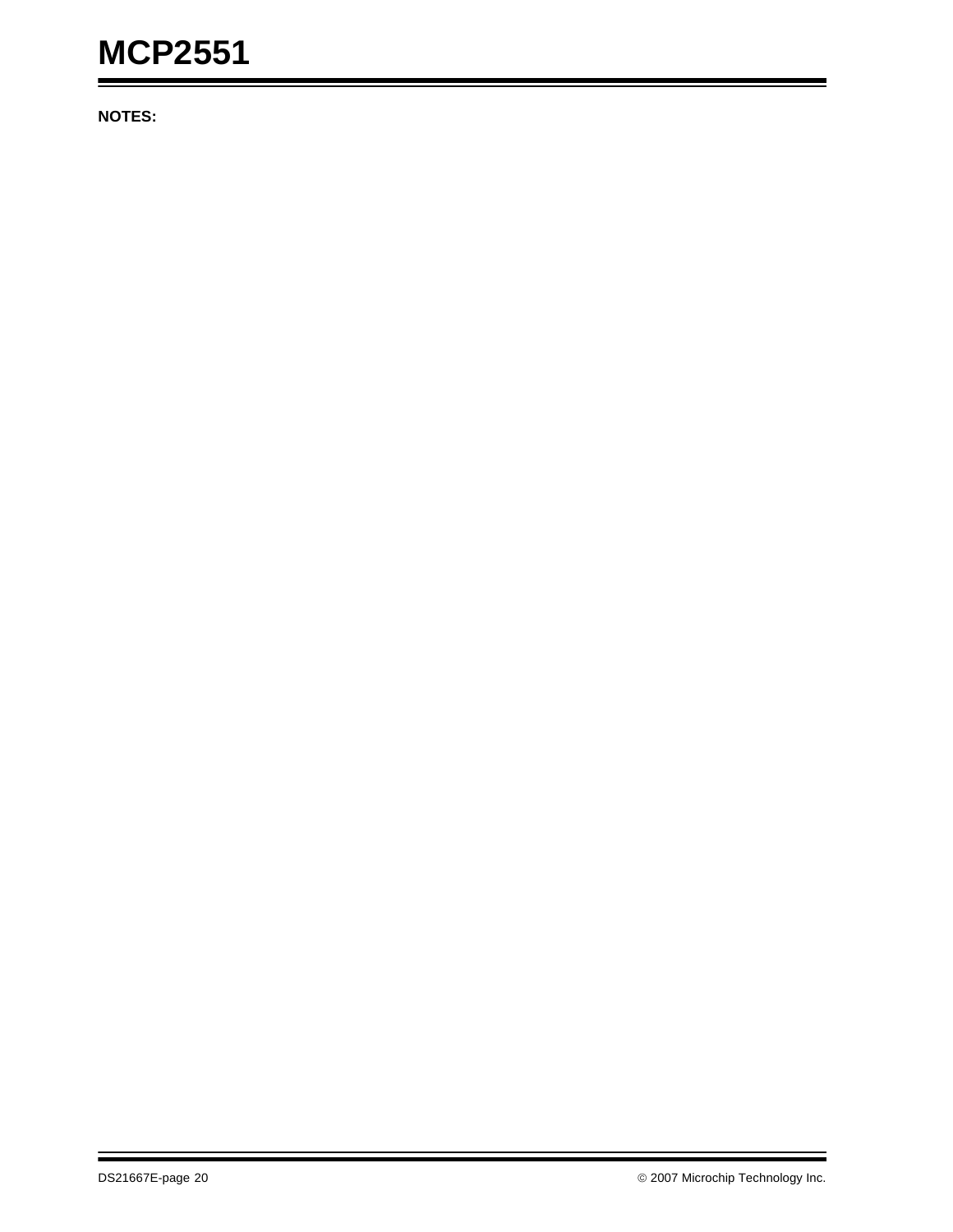**NOTES:**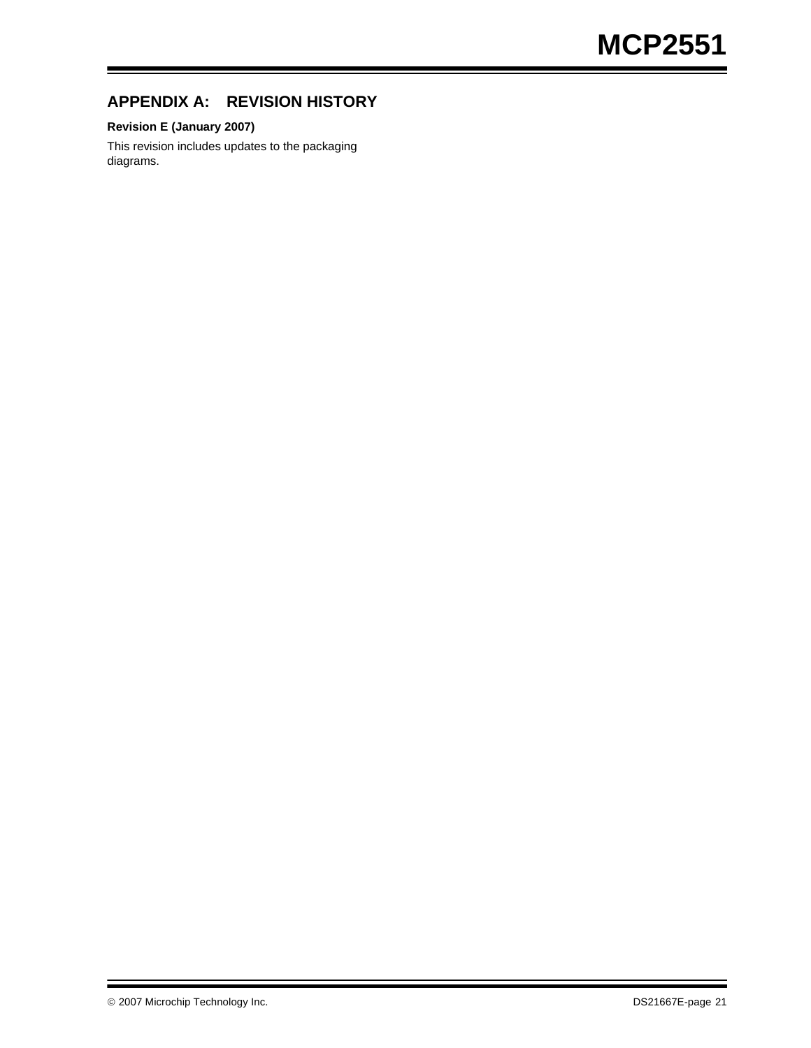## APPENDIX A: REVISION HISTORY

**Revision E (January 2007)**

This revision includes updates to the packaging diagrams.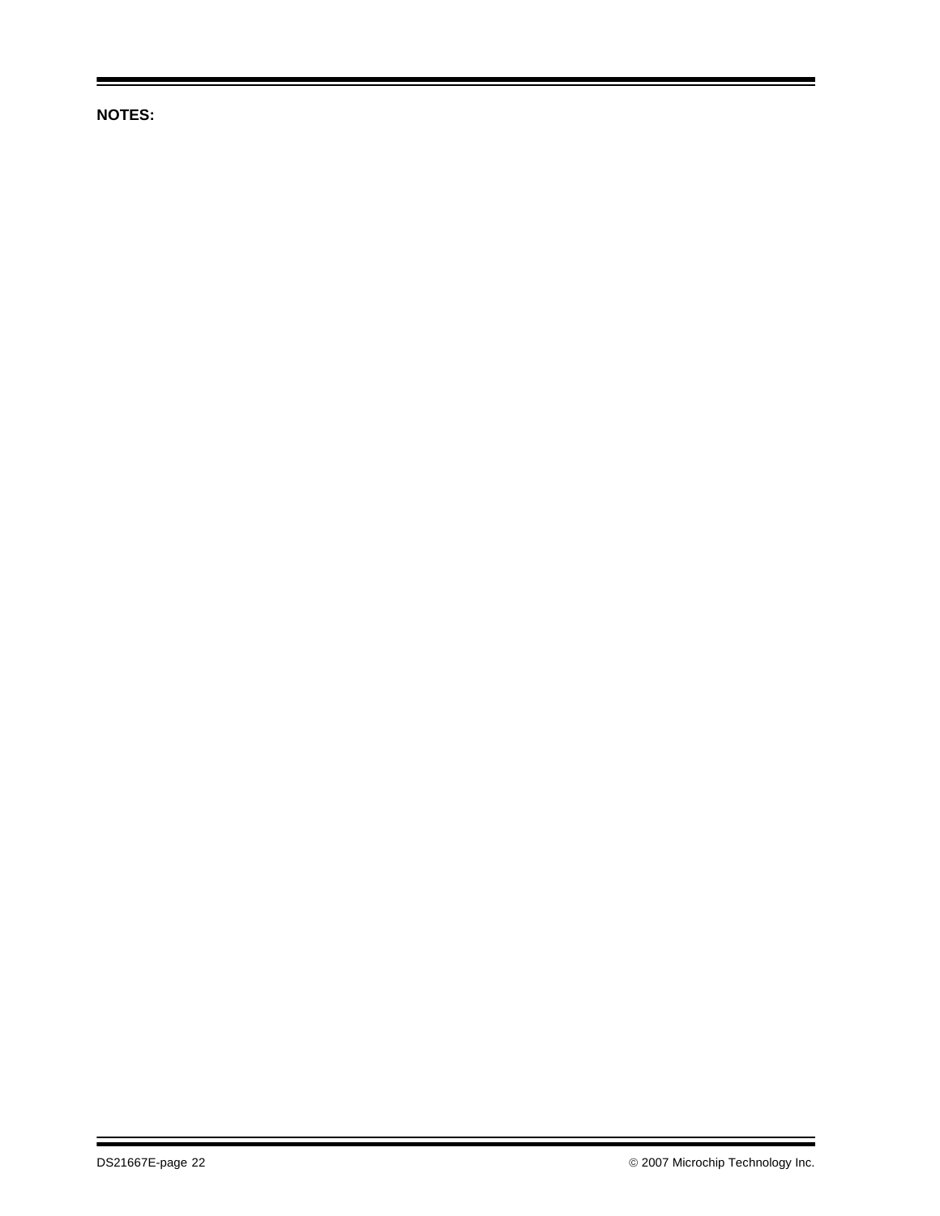**NOTES:**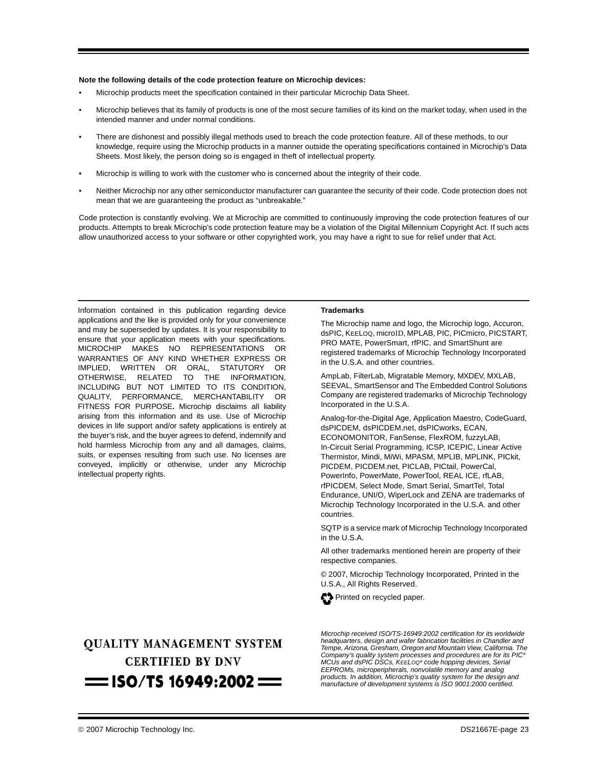**Note the following details of the code protection feature on Microchip devices:**

- Microchip products meet the specification contained in their particular Microchip Data Sheet.
- Microchip believes that its family of products is one of the most secure families of its kind on the market today, when used in the intended manner and under normal conditions.
- There are dishonest and possibly illegal methods used to breach the code protection feature. All of these methods, to our knowledge, require using the Microchip products in a manner outside the operating specifications contained in Microchip's Data Sheets. Most likely, the person doing so is engaged in theft of intellectual property.
- Microchip is willing to work with the customer who is concerned about the integrity of their code.
- Neither Microchip nor any other semiconductor manufacturer can guarantee the security of their code. Code protection does not mean that we are guaranteeing the product as "unbreakable."

Code protection is constantly evolving. We at Microchip are committed to continuously improving the code protection features of our products. Attempts to break Microchip's code protection feature may be a violation of the Digital Millennium Copyright Act. If such acts allow unauthorized access to your software or other copyrighted work, you may have a right to sue for relief under that Act.

Information contained in this publication regarding device applications and the like is provided only for your convenience and may be superseded by updates. It is your responsibility to ensure that your application meets with your specifications. MICROCHIP MAKES NO REPRESENTATIONS OR WARRANTIES OF ANY KIND WHETHER EXPRESS OR IMPLIED, WRITTEN OR ORAL, STATUTORY OR OTHERWISE, RELATED TO THE INFORMATION, INCLUDING BUT NOT LIMITED TO ITS CONDITION, QUALITY, PERFORMANCE, MERCHANTABILITY OR FITNESS FOR PURPOSE**.** Microchip disclaims all liability arising from this information and its use. Use of Microchip devices in life support and/or safety applications is entirely at the buyer's risk, and the buyer agrees to defend, indemnify and hold harmless Microchip from any and all damages, claims, suits, or expenses resulting from such use. No licenses are conveyed, implicitly or otherwise, under any Microchip intellectual property rights.

**Trademarks**

The Microchip name and logo, the Microchip logo, Accuron, dsPIC, KEELOQ, microID, MPLAB, PIC, PICmicro, PICSTART, PRO MATE, PowerSmart, rfPIC, and SmartShunt are registered trademarks of Microchip Technology Incorporated in the U.S.A. and other countries.

AmpLab, FilterLab, Migratable Memory, MXDEV, MXLAB, SEEVAL, SmartSensor and The Embedded Control Solutions Company are registered trademarks of Microchip Technology Incorporated in the U.S.A.

Analog-for-the-Digital Age, Application Maestro, CodeGuard, dsPICDEM, dsPICDEM.net, dsPICworks, ECAN, ECONOMONITOR, FanSense, FlexROM, fuzzyLAB, In-Circuit Serial Programming, ICSP, ICEPIC, Linear Active Thermistor, Mindi, MiWi, MPASM, MPLIB, MPLINK, PICkit, PICDEM, PICDEM.net, PICLAB, PICtail, PowerCal, PowerInfo, PowerMate, PowerTool, REAL ICE, rfLAB, rfPICDEM, Select Mode, Smart Serial, SmartTel, Total Endurance, UNI/O, WiperLock and ZENA are trademarks of Microchip Technology Incorporated in the U.S.A. and other countries.

SQTP is a service mark of Microchip Technology Incorporated in the U.S.A.

All other trademarks mentioned herein are property of their respective companies.

© 2007, Microchip Technology Incorporated, Printed in the U.S.A., All Rights Reserved.

Printed on recycled paper.

**QUALITY MANAGEMENT SYSTEM**
**CERTIFIED BY DNV**
**ISO/TS 16949:2002**

*Microchip received ISO/TS-16949:2002 certification for its worldwide headquarters, design and wafer fabrication facilities in Chandler and Tempe, Arizona, Gresham, Oregon and Mountain View, California. The Company's quality system processes and procedures are for its PIC® MCUs and dsPIC DSCs, KEELOQ® code hopping devices, Serial EEPROMs, microperipherals, nonvolatile memory and analog products. In addition, Microchip's quality system for the design and manufacture of development systems is ISO 9001:2000 certified.*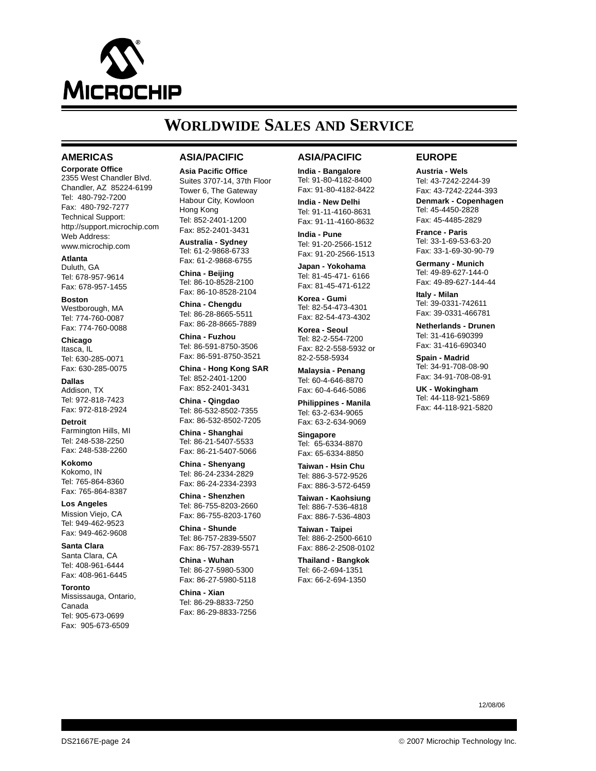# WORLDWIDE SALES AND SERVICE

## AMERICAS

**Corporate Office**
2355 West Chandler Blvd.
Chandler, AZ 85224-6199
Tel: 480-792-7200
Fax: 480-792-7277
Technical Support:
http://support.microchip.com
Web Address:
www.microchip.com

**Atlanta**
Duluth, GA
Tel: 678-957-9614
Fax: 678-957-1455

**Boston**
Westborough, MA
Tel: 774-760-0087
Fax: 774-760-0088

**Chicago**
Itasca, IL
Tel: 630-285-0071
Fax: 630-285-0075

**Dallas**
Addison, TX
Tel: 972-818-7423
Fax: 972-818-2924

**Detroit**
Farmington Hills, MI
Tel: 248-538-2250
Fax: 248-538-2260

**Kokomo**
Kokomo, IN
Tel: 765-864-8360
Fax: 765-864-8387

**Los Angeles**
Mission Viejo, CA
Tel: 949-462-9523
Fax: 949-462-9608

**Santa Clara**
Santa Clara, CA
Tel: 408-961-6444
Fax: 408-961-6445

**Toronto**
Mississauga, Ontario,
Canada
Tel: 905-673-0699
Fax: 905-673-6509

## ASIA/PACIFIC

**Asia Pacific Office**
Suites 3707-14, 37th Floor
Tower 6, The Gateway
Habour City, Kowloon
Hong Kong
Tel: 852-2401-1200
Fax: 852-2401-3431

**Australia - Sydney**
Tel: 61-2-9868-6733
Fax: 61-2-9868-6755

**China - Beijing**
Tel: 86-10-8528-2100
Fax: 86-10-8528-2104

**China - Chengdu**
Tel: 86-28-8665-5511
Fax: 86-28-8665-7889

**China - Fuzhou**
Tel: 86-591-8750-3506
Fax: 86-591-8750-3521

**China - Hong Kong SAR**
Tel: 852-2401-1200
Fax: 852-2401-3431

**China - Qingdao**
Tel: 86-532-8502-7355
Fax: 86-532-8502-7205

**China - Shanghai**
Tel: 86-21-5407-5533
Fax: 86-21-5407-5066

**China - Shenyang**
Tel: 86-24-2334-2829
Fax: 86-24-2334-2393

**China - Shenzhen**
Tel: 86-755-8203-2660
Fax: 86-755-8203-1760

**China - Shunde**
Tel: 86-757-2839-5507
Fax: 86-757-2839-5571

**China - Wuhan**
Tel: 86-27-5980-5300
Fax: 86-27-5980-5118

**China - Xian**
Tel: 86-29-8833-7250
Fax: 86-29-8833-7256

## ASIA/PACIFIC

**India - Bangalore**
Tel: 91-80-4182-8400
Fax: 91-80-4182-8422

**India - New Delhi**
Tel: 91-11-4160-8631
Fax: 91-11-4160-8632

**India - Pune**
Tel: 91-20-2566-1512
Fax: 91-20-2566-1513

**Japan - Yokohama**
Tel: 81-45-471- 6166
Fax: 81-45-471-6122

**Korea - Gumi**
Tel: 82-54-473-4301
Fax: 82-54-473-4302

**Korea - Seoul**
Tel: 82-2-554-7200
Fax: 82-2-558-5932 or
82-2-558-5934

**Malaysia - Penang**
Tel: 60-4-646-8870
Fax: 60-4-646-5086

**Philippines - Manila**
Tel: 63-2-634-9065
Fax: 63-2-634-9069

**Singapore**
Tel: 65-6334-8870
Fax: 65-6334-8850

**Taiwan - Hsin Chu**
Tel: 886-3-572-9526
Fax: 886-3-572-6459

**Taiwan - Kaohsiung**
Tel: 886-7-536-4818
Fax: 886-7-536-4803

**Taiwan - Taipei**
Tel: 886-2-2500-6610
Fax: 886-2-2508-0102

**Thailand - Bangkok**
Tel: 66-2-694-1351
Fax: 66-2-694-1350

## EUROPE

**Austria - Wels**
Tel: 43-7242-2244-39
Fax: 43-7242-2244-393

**Denmark - Copenhagen**
Tel: 45-4450-2828
Fax: 45-4485-2829

**France - Paris**
Tel: 33-1-69-53-63-20
Fax: 33-1-69-30-90-79

**Germany - Munich**
Tel: 49-89-627-144-0
Fax: 49-89-627-144-44

**Italy - Milan**
Tel: 39-0331-742611
Fax: 39-0331-466781

**Netherlands - Drunen**
Tel: 31-416-690399
Fax: 31-416-690340

**Spain - Madrid**
Tel: 34-91-708-08-90
Fax: 34-91-708-08-91

**UK - Wokingham**
Tel: 44-118-921-5869
Fax: 44-118-921-5820

12/08/06